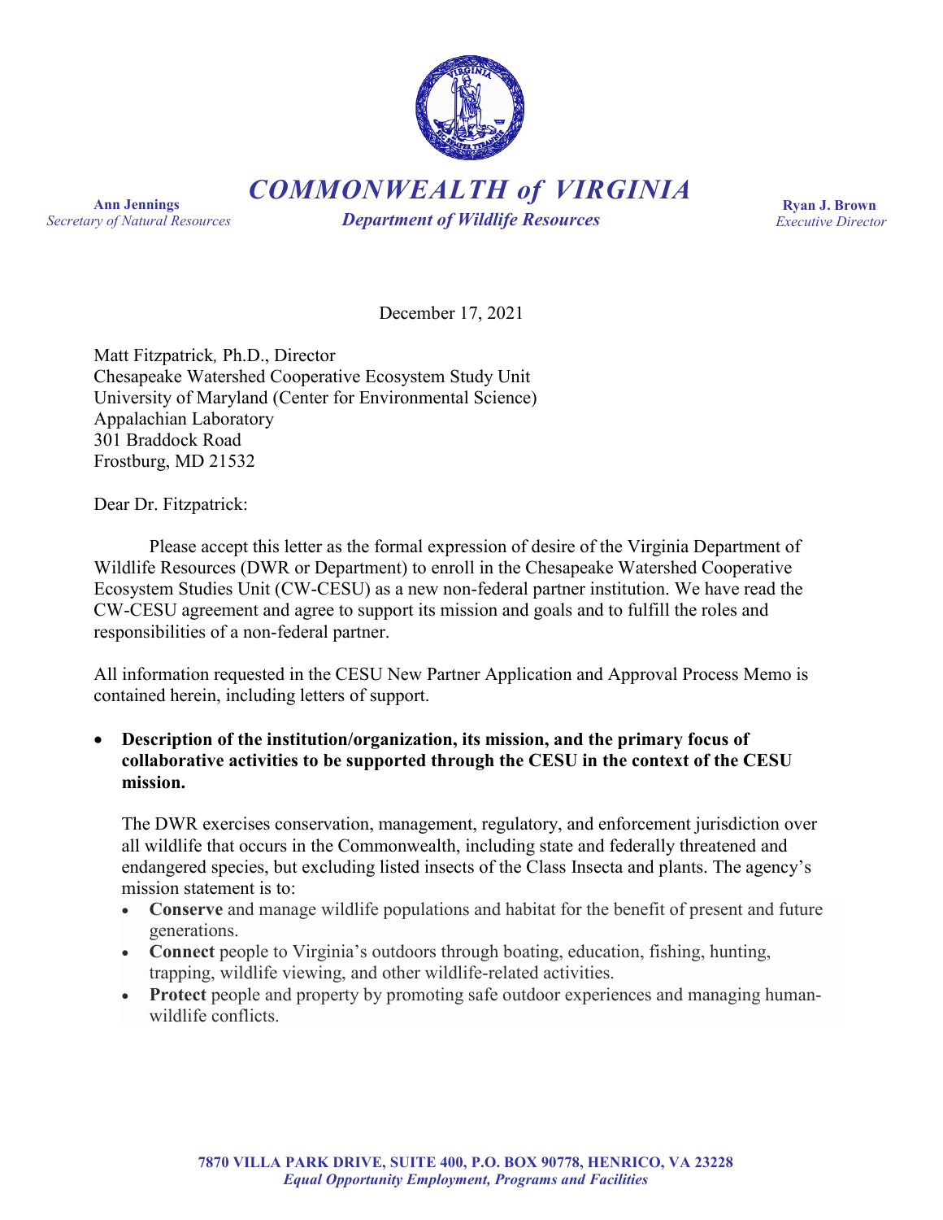# COMMONWEALTH of VIRGINIA

## Department of Wildlife Resources

**Ann Jennings**
*Secretary of Natural Resources*

**Ryan J. Brown**
*Executive Director*

December 17, 2021

Matt Fitzpatrick, Ph.D., Director
Chesapeake Watershed Cooperative Ecosystem Study Unit
University of Maryland (Center for Environmental Science)
Appalachian Laboratory
301 Braddock Road
Frostburg, MD 21532

Dear Dr. Fitzpatrick:

Please accept this letter as the formal expression of desire of the Virginia Department of Wildlife Resources (DWR or Department) to enroll in the Chesapeake Watershed Cooperative Ecosystem Studies Unit (CW-CESU) as a new non-federal partner institution. We have read the CW-CESU agreement and agree to support its mission and goals and to fulfill the roles and responsibilities of a non-federal partner.

All information requested in the CESU New Partner Application and Approval Process Memo is contained herein, including letters of support.

- **Description of the institution/organization, its mission, and the primary focus of collaborative activities to be supported through the CESU in the context of the CESU mission.**

  The DWR exercises conservation, management, regulatory, and enforcement jurisdiction over all wildlife that occurs in the Commonwealth, including state and federally threatened and endangered species, but excluding listed insects of the Class Insecta and plants. The agency's mission statement is to:

  - **Conserve** and manage wildlife populations and habitat for the benefit of present and future generations.
  - **Connect** people to Virginia's outdoors through boating, education, fishing, hunting, trapping, wildlife viewing, and other wildlife-related activities.
  - **Protect** people and property by promoting safe outdoor experiences and managing human-wildlife conflicts.

7870 VILLA PARK DRIVE, SUITE 400, P.O. BOX 90778, HENRICO, VA 23228
*Equal Opportunity Employment, Programs and Facilities*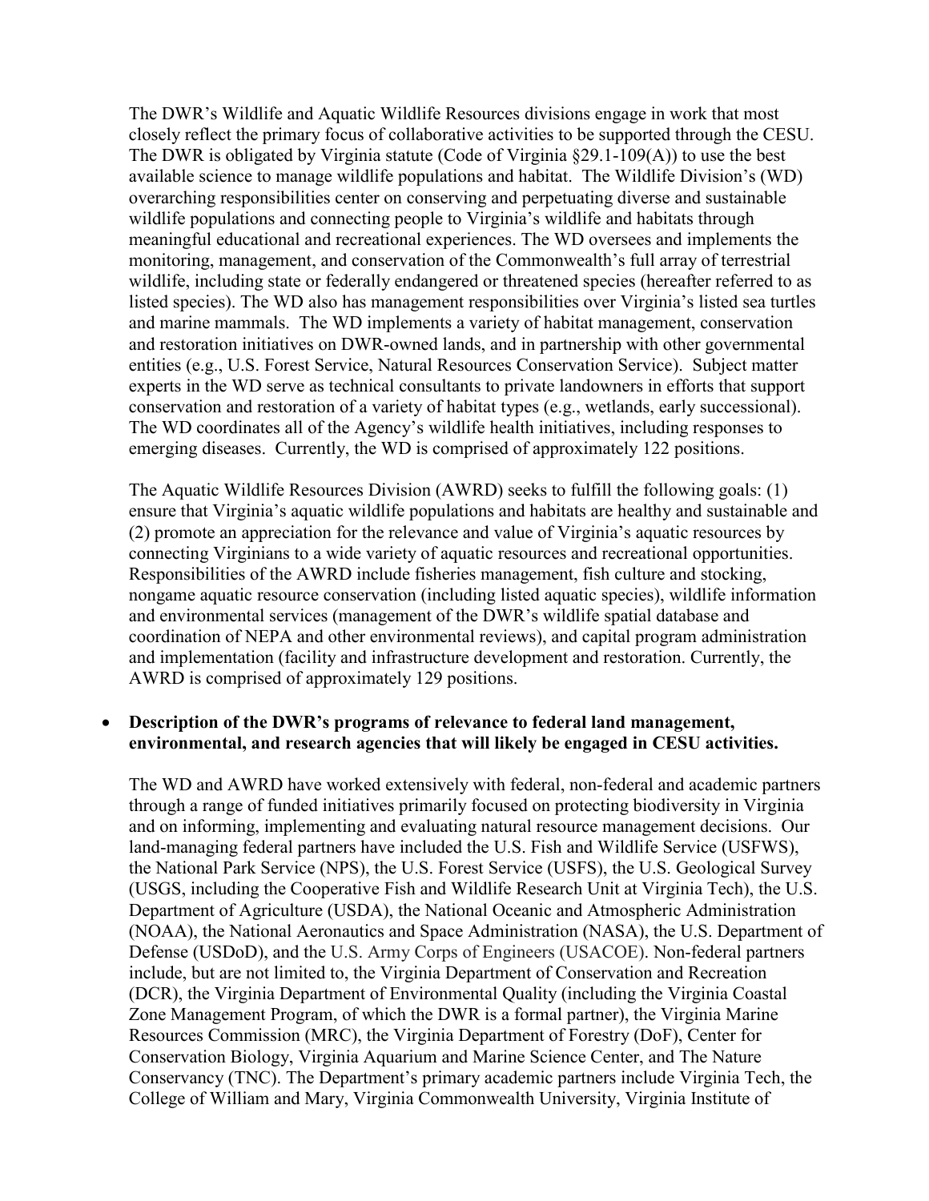The DWR's Wildlife and Aquatic Wildlife Resources divisions engage in work that most closely reflect the primary focus of collaborative activities to be supported through the CESU. The DWR is obligated by Virginia statute (Code of Virginia §29.1-109(A)) to use the best available science to manage wildlife populations and habitat. The Wildlife Division's (WD) overarching responsibilities center on conserving and perpetuating diverse and sustainable wildlife populations and connecting people to Virginia's wildlife and habitats through meaningful educational and recreational experiences. The WD oversees and implements the monitoring, management, and conservation of the Commonwealth's full array of terrestrial wildlife, including state or federally endangered or threatened species (hereafter referred to as listed species). The WD also has management responsibilities over Virginia's listed sea turtles and marine mammals. The WD implements a variety of habitat management, conservation and restoration initiatives on DWR-owned lands, and in partnership with other governmental entities (e.g., U.S. Forest Service, Natural Resources Conservation Service). Subject matter experts in the WD serve as technical consultants to private landowners in efforts that support conservation and restoration of a variety of habitat types (e.g., wetlands, early successional). The WD coordinates all of the Agency's wildlife health initiatives, including responses to emerging diseases. Currently, the WD is comprised of approximately 122 positions.

The Aquatic Wildlife Resources Division (AWRD) seeks to fulfill the following goals: (1) ensure that Virginia's aquatic wildlife populations and habitats are healthy and sustainable and (2) promote an appreciation for the relevance and value of Virginia's aquatic resources by connecting Virginians to a wide variety of aquatic resources and recreational opportunities. Responsibilities of the AWRD include fisheries management, fish culture and stocking, nongame aquatic resource conservation (including listed aquatic species), wildlife information and environmental services (management of the DWR's wildlife spatial database and coordination of NEPA and other environmental reviews), and capital program administration and implementation (facility and infrastructure development and restoration. Currently, the AWRD is comprised of approximately 129 positions.

- **Description of the DWR's programs of relevance to federal land management, environmental, and research agencies that will likely be engaged in CESU activities.**

The WD and AWRD have worked extensively with federal, non-federal and academic partners through a range of funded initiatives primarily focused on protecting biodiversity in Virginia and on informing, implementing and evaluating natural resource management decisions. Our land-managing federal partners have included the U.S. Fish and Wildlife Service (USFWS), the National Park Service (NPS), the U.S. Forest Service (USFS), the U.S. Geological Survey (USGS, including the Cooperative Fish and Wildlife Research Unit at Virginia Tech), the U.S. Department of Agriculture (USDA), the National Oceanic and Atmospheric Administration (NOAA), the National Aeronautics and Space Administration (NASA), the U.S. Department of Defense (USDoD), and the U.S. Army Corps of Engineers (USACOE). Non-federal partners include, but are not limited to, the Virginia Department of Conservation and Recreation (DCR), the Virginia Department of Environmental Quality (including the Virginia Coastal Zone Management Program, of which the DWR is a formal partner), the Virginia Marine Resources Commission (MRC), the Virginia Department of Forestry (DoF), Center for Conservation Biology, Virginia Aquarium and Marine Science Center, and The Nature Conservancy (TNC). The Department's primary academic partners include Virginia Tech, the College of William and Mary, Virginia Commonwealth University, Virginia Institute of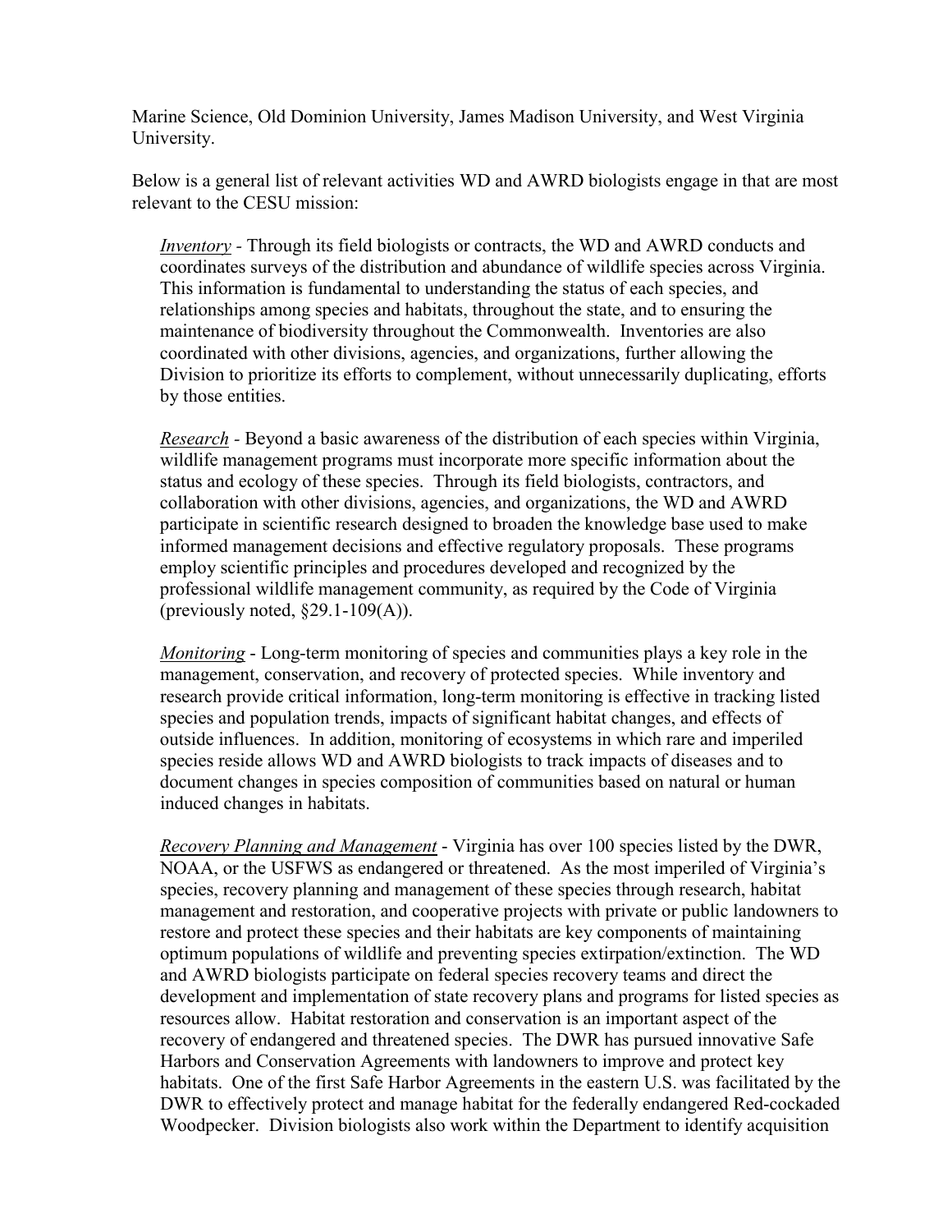Marine Science, Old Dominion University, James Madison University, and West Virginia University.

Below is a general list of relevant activities WD and AWRD biologists engage in that are most relevant to the CESU mission:

*Inventory* - Through its field biologists or contracts, the WD and AWRD conducts and coordinates surveys of the distribution and abundance of wildlife species across Virginia. This information is fundamental to understanding the status of each species, and relationships among species and habitats, throughout the state, and to ensuring the maintenance of biodiversity throughout the Commonwealth. Inventories are also coordinated with other divisions, agencies, and organizations, further allowing the Division to prioritize its efforts to complement, without unnecessarily duplicating, efforts by those entities.

*Research* - Beyond a basic awareness of the distribution of each species within Virginia, wildlife management programs must incorporate more specific information about the status and ecology of these species. Through its field biologists, contractors, and collaboration with other divisions, agencies, and organizations, the WD and AWRD participate in scientific research designed to broaden the knowledge base used to make informed management decisions and effective regulatory proposals. These programs employ scientific principles and procedures developed and recognized by the professional wildlife management community, as required by the Code of Virginia (previously noted, §29.1-109(A)).

*Monitoring* - Long-term monitoring of species and communities plays a key role in the management, conservation, and recovery of protected species. While inventory and research provide critical information, long-term monitoring is effective in tracking listed species and population trends, impacts of significant habitat changes, and effects of outside influences. In addition, monitoring of ecosystems in which rare and imperiled species reside allows WD and AWRD biologists to track impacts of diseases and to document changes in species composition of communities based on natural or human induced changes in habitats.

*Recovery Planning and Management* - Virginia has over 100 species listed by the DWR, NOAA, or the USFWS as endangered or threatened. As the most imperiled of Virginia's species, recovery planning and management of these species through research, habitat management and restoration, and cooperative projects with private or public landowners to restore and protect these species and their habitats are key components of maintaining optimum populations of wildlife and preventing species extirpation/extinction. The WD and AWRD biologists participate on federal species recovery teams and direct the development and implementation of state recovery plans and programs for listed species as resources allow. Habitat restoration and conservation is an important aspect of the recovery of endangered and threatened species. The DWR has pursued innovative Safe Harbors and Conservation Agreements with landowners to improve and protect key habitats. One of the first Safe Harbor Agreements in the eastern U.S. was facilitated by the DWR to effectively protect and manage habitat for the federally endangered Red-cockaded Woodpecker. Division biologists also work within the Department to identify acquisition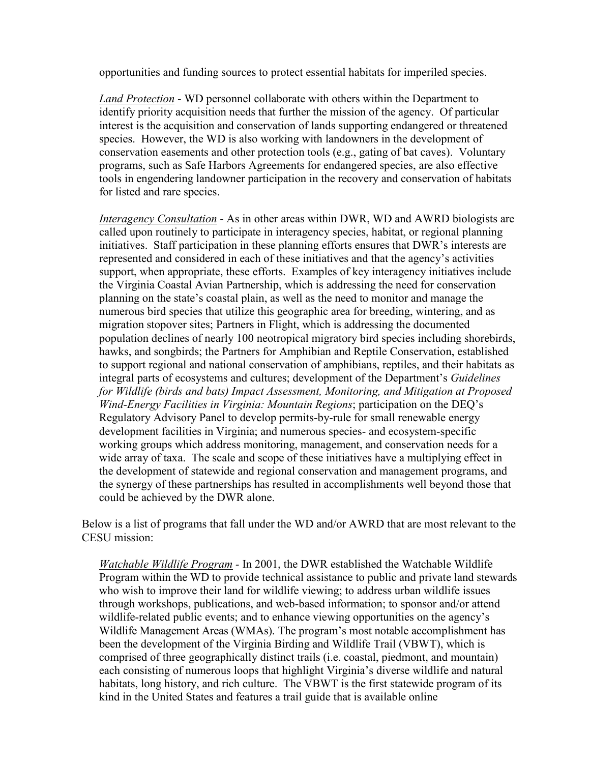opportunities and funding sources to protect essential habitats for imperiled species.

<u>*Land Protection*</u> - WD personnel collaborate with others within the Department to identify priority acquisition needs that further the mission of the agency. Of particular interest is the acquisition and conservation of lands supporting endangered or threatened species. However, the WD is also working with landowners in the development of conservation easements and other protection tools (e.g., gating of bat caves). Voluntary programs, such as Safe Harbors Agreements for endangered species, are also effective tools in engendering landowner participation in the recovery and conservation of habitats for listed and rare species.

<u>*Interagency Consultation*</u> - As in other areas within DWR, WD and AWRD biologists are called upon routinely to participate in interagency species, habitat, or regional planning initiatives. Staff participation in these planning efforts ensures that DWR's interests are represented and considered in each of these initiatives and that the agency's activities support, when appropriate, these efforts. Examples of key interagency initiatives include the Virginia Coastal Avian Partnership, which is addressing the need for conservation planning on the state's coastal plain, as well as the need to monitor and manage the numerous bird species that utilize this geographic area for breeding, wintering, and as migration stopover sites; Partners in Flight, which is addressing the documented population declines of nearly 100 neotropical migratory bird species including shorebirds, hawks, and songbirds; the Partners for Amphibian and Reptile Conservation, established to support regional and national conservation of amphibians, reptiles, and their habitats as integral parts of ecosystems and cultures; development of the Department's *Guidelines for Wildlife (birds and bats) Impact Assessment, Monitoring, and Mitigation at Proposed Wind-Energy Facilities in Virginia: Mountain Regions*; participation on the DEQ's Regulatory Advisory Panel to develop permits-by-rule for small renewable energy development facilities in Virginia; and numerous species- and ecosystem-specific working groups which address monitoring, management, and conservation needs for a wide array of taxa. The scale and scope of these initiatives have a multiplying effect in the development of statewide and regional conservation and management programs, and the synergy of these partnerships has resulted in accomplishments well beyond those that could be achieved by the DWR alone.

Below is a list of programs that fall under the WD and/or AWRD that are most relevant to the CESU mission:

<u>*Watchable Wildlife Program*</u> - In 2001, the DWR established the Watchable Wildlife Program within the WD to provide technical assistance to public and private land stewards who wish to improve their land for wildlife viewing; to address urban wildlife issues through workshops, publications, and web-based information; to sponsor and/or attend wildlife-related public events; and to enhance viewing opportunities on the agency's Wildlife Management Areas (WMAs). The program's most notable accomplishment has been the development of the Virginia Birding and Wildlife Trail (VBWT), which is comprised of three geographically distinct trails (i.e. coastal, piedmont, and mountain) each consisting of numerous loops that highlight Virginia's diverse wildlife and natural habitats, long history, and rich culture. The VBWT is the first statewide program of its kind in the United States and features a trail guide that is available online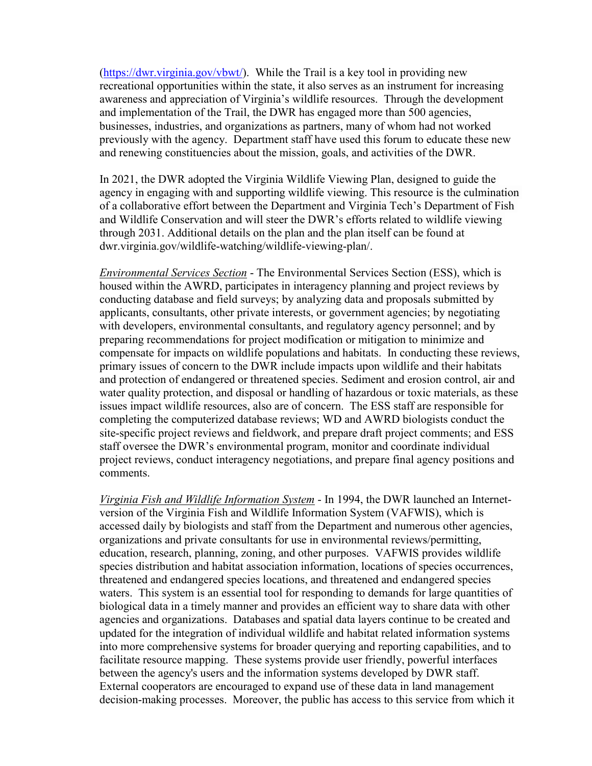([https://dwr.virginia.gov/vbwt/](https://dwr.virginia.gov/vbwt/)). While the Trail is a key tool in providing new recreational opportunities within the state, it also serves as an instrument for increasing awareness and appreciation of Virginia's wildlife resources. Through the development and implementation of the Trail, the DWR has engaged more than 500 agencies, businesses, industries, and organizations as partners, many of whom had not worked previously with the agency. Department staff have used this forum to educate these new and renewing constituencies about the mission, goals, and activities of the DWR.

In 2021, the DWR adopted the Virginia Wildlife Viewing Plan, designed to guide the agency in engaging with and supporting wildlife viewing. This resource is the culmination of a collaborative effort between the Department and Virginia Tech's Department of Fish and Wildlife Conservation and will steer the DWR's efforts related to wildlife viewing through 2031. Additional details on the plan and the plan itself can be found at dwr.virginia.gov/wildlife-watching/wildlife-viewing-plan/.

*Environmental Services Section* - The Environmental Services Section (ESS), which is housed within the AWRD, participates in interagency planning and project reviews by conducting database and field surveys; by analyzing data and proposals submitted by applicants, consultants, other private interests, or government agencies; by negotiating with developers, environmental consultants, and regulatory agency personnel; and by preparing recommendations for project modification or mitigation to minimize and compensate for impacts on wildlife populations and habitats. In conducting these reviews, primary issues of concern to the DWR include impacts upon wildlife and their habitats and protection of endangered or threatened species. Sediment and erosion control, air and water quality protection, and disposal or handling of hazardous or toxic materials, as these issues impact wildlife resources, also are of concern. The ESS staff are responsible for completing the computerized database reviews; WD and AWRD biologists conduct the site-specific project reviews and fieldwork, and prepare draft project comments; and ESS staff oversee the DWR's environmental program, monitor and coordinate individual project reviews, conduct interagency negotiations, and prepare final agency positions and comments.

*Virginia Fish and Wildlife Information System* - In 1994, the DWR launched an Internet-version of the Virginia Fish and Wildlife Information System (VAFWIS), which is accessed daily by biologists and staff from the Department and numerous other agencies, organizations and private consultants for use in environmental reviews/permitting, education, research, planning, zoning, and other purposes. VAFWIS provides wildlife species distribution and habitat association information, locations of species occurrences, threatened and endangered species locations, and threatened and endangered species waters. This system is an essential tool for responding to demands for large quantities of biological data in a timely manner and provides an efficient way to share data with other agencies and organizations. Databases and spatial data layers continue to be created and updated for the integration of individual wildlife and habitat related information systems into more comprehensive systems for broader querying and reporting capabilities, and to facilitate resource mapping. These systems provide user friendly, powerful interfaces between the agency's users and the information systems developed by DWR staff. External cooperators are encouraged to expand use of these data in land management decision-making processes. Moreover, the public has access to this service from which it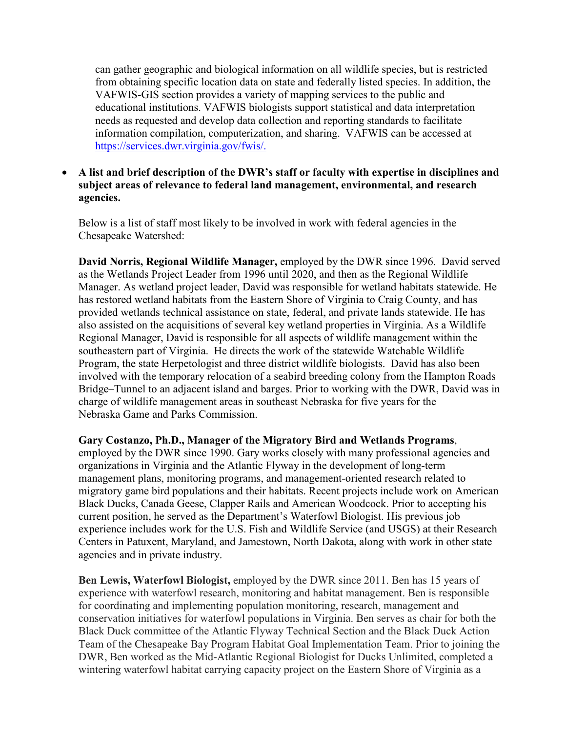can gather geographic and biological information on all wildlife species, but is restricted from obtaining specific location data on state and federally listed species. In addition, the VAFWIS-GIS section provides a variety of mapping services to the public and educational institutions. VAFWIS biologists support statistical and data interpretation needs as requested and develop data collection and reporting standards to facilitate information compilation, computerization, and sharing. VAFWIS can be accessed at https://services.dwr.virginia.gov/fwis/.

- **A list and brief description of the DWR's staff or faculty with expertise in disciplines and subject areas of relevance to federal land management, environmental, and research agencies.**

  Below is a list of staff most likely to be involved in work with federal agencies in the Chesapeake Watershed:

  **David Norris, Regional Wildlife Manager,** employed by the DWR since 1996. David served as the Wetlands Project Leader from 1996 until 2020, and then as the Regional Wildlife Manager. As wetland project leader, David was responsible for wetland habitats statewide. He has restored wetland habitats from the Eastern Shore of Virginia to Craig County, and has provided wetlands technical assistance on state, federal, and private lands statewide. He has also assisted on the acquisitions of several key wetland properties in Virginia. As a Wildlife Regional Manager, David is responsible for all aspects of wildlife management within the southeastern part of Virginia. He directs the work of the statewide Watchable Wildlife Program, the state Herpetologist and three district wildlife biologists. David has also been involved with the temporary relocation of a seabird breeding colony from the Hampton Roads Bridge–Tunnel to an adjacent island and barges. Prior to working with the DWR, David was in charge of wildlife management areas in southeast Nebraska for five years for the Nebraska Game and Parks Commission.

  **Gary Costanzo, Ph.D., Manager of the Migratory Bird and Wetlands Programs**, employed by the DWR since 1990. Gary works closely with many professional agencies and organizations in Virginia and the Atlantic Flyway in the development of long-term management plans, monitoring programs, and management-oriented research related to migratory game bird populations and their habitats. Recent projects include work on American Black Ducks, Canada Geese, Clapper Rails and American Woodcock. Prior to accepting his current position, he served as the Department's Waterfowl Biologist. His previous job experience includes work for the U.S. Fish and Wildlife Service (and USGS) at their Research Centers in Patuxent, Maryland, and Jamestown, North Dakota, along with work in other state agencies and in private industry.

  **Ben Lewis, Waterfowl Biologist,** employed by the DWR since 2011. Ben has 15 years of experience with waterfowl research, monitoring and habitat management. Ben is responsible for coordinating and implementing population monitoring, research, management and conservation initiatives for waterfowl populations in Virginia. Ben serves as chair for both the Black Duck committee of the Atlantic Flyway Technical Section and the Black Duck Action Team of the Chesapeake Bay Program Habitat Goal Implementation Team. Prior to joining the DWR, Ben worked as the Mid-Atlantic Regional Biologist for Ducks Unlimited, completed a wintering waterfowl habitat carrying capacity project on the Eastern Shore of Virginia as a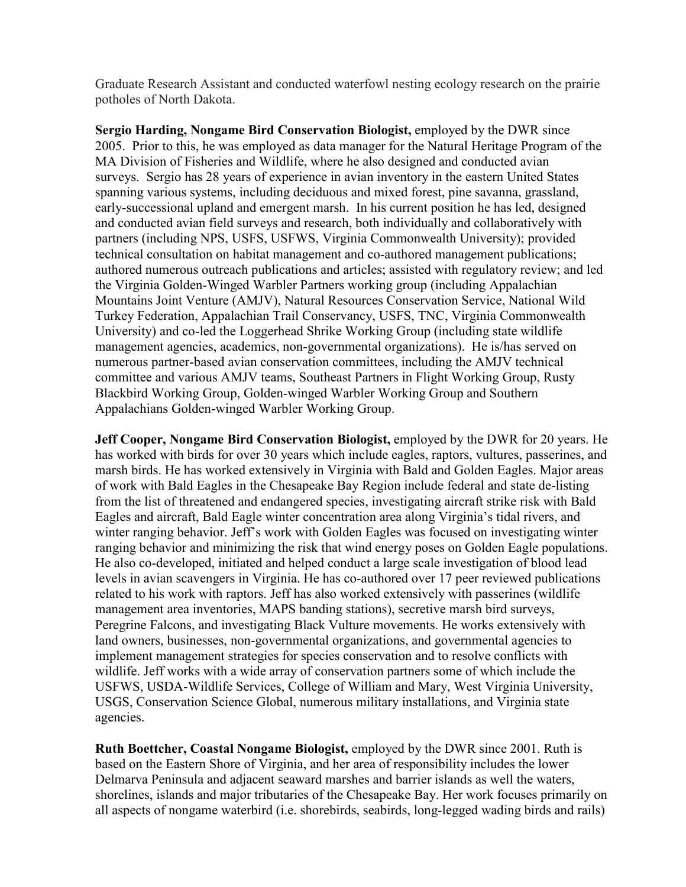Graduate Research Assistant and conducted waterfowl nesting ecology research on the prairie potholes of North Dakota.

**Sergio Harding, Nongame Bird Conservation Biologist,** employed by the DWR since 2005. Prior to this, he was employed as data manager for the Natural Heritage Program of the MA Division of Fisheries and Wildlife, where he also designed and conducted avian surveys. Sergio has 28 years of experience in avian inventory in the eastern United States spanning various systems, including deciduous and mixed forest, pine savanna, grassland, early-successional upland and emergent marsh. In his current position he has led, designed and conducted avian field surveys and research, both individually and collaboratively with partners (including NPS, USFS, USFWS, Virginia Commonwealth University); provided technical consultation on habitat management and co-authored management publications; authored numerous outreach publications and articles; assisted with regulatory review; and led the Virginia Golden-Winged Warbler Partners working group (including Appalachian Mountains Joint Venture (AMJV), Natural Resources Conservation Service, National Wild Turkey Federation, Appalachian Trail Conservancy, USFS, TNC, Virginia Commonwealth University) and co-led the Loggerhead Shrike Working Group (including state wildlife management agencies, academics, non-governmental organizations). He is/has served on numerous partner-based avian conservation committees, including the AMJV technical committee and various AMJV teams, Southeast Partners in Flight Working Group, Rusty Blackbird Working Group, Golden-winged Warbler Working Group and Southern Appalachians Golden-winged Warbler Working Group.

**Jeff Cooper, Nongame Bird Conservation Biologist,** employed by the DWR for 20 years. He has worked with birds for over 30 years which include eagles, raptors, vultures, passerines, and marsh birds. He has worked extensively in Virginia with Bald and Golden Eagles. Major areas of work with Bald Eagles in the Chesapeake Bay Region include federal and state de-listing from the list of threatened and endangered species, investigating aircraft strike risk with Bald Eagles and aircraft, Bald Eagle winter concentration area along Virginia's tidal rivers, and winter ranging behavior. Jeff's work with Golden Eagles was focused on investigating winter ranging behavior and minimizing the risk that wind energy poses on Golden Eagle populations. He also co-developed, initiated and helped conduct a large scale investigation of blood lead levels in avian scavengers in Virginia. He has co-authored over 17 peer reviewed publications related to his work with raptors. Jeff has also worked extensively with passerines (wildlife management area inventories, MAPS banding stations), secretive marsh bird surveys, Peregrine Falcons, and investigating Black Vulture movements. He works extensively with land owners, businesses, non-governmental organizations, and governmental agencies to implement management strategies for species conservation and to resolve conflicts with wildlife. Jeff works with a wide array of conservation partners some of which include the USFWS, USDA-Wildlife Services, College of William and Mary, West Virginia University, USGS, Conservation Science Global, numerous military installations, and Virginia state agencies.

**Ruth Boettcher, Coastal Nongame Biologist,** employed by the DWR since 2001. Ruth is based on the Eastern Shore of Virginia, and her area of responsibility includes the lower Delmarva Peninsula and adjacent seaward marshes and barrier islands as well the waters, shorelines, islands and major tributaries of the Chesapeake Bay. Her work focuses primarily on all aspects of nongame waterbird (i.e. shorebirds, seabirds, long-legged wading birds and rails)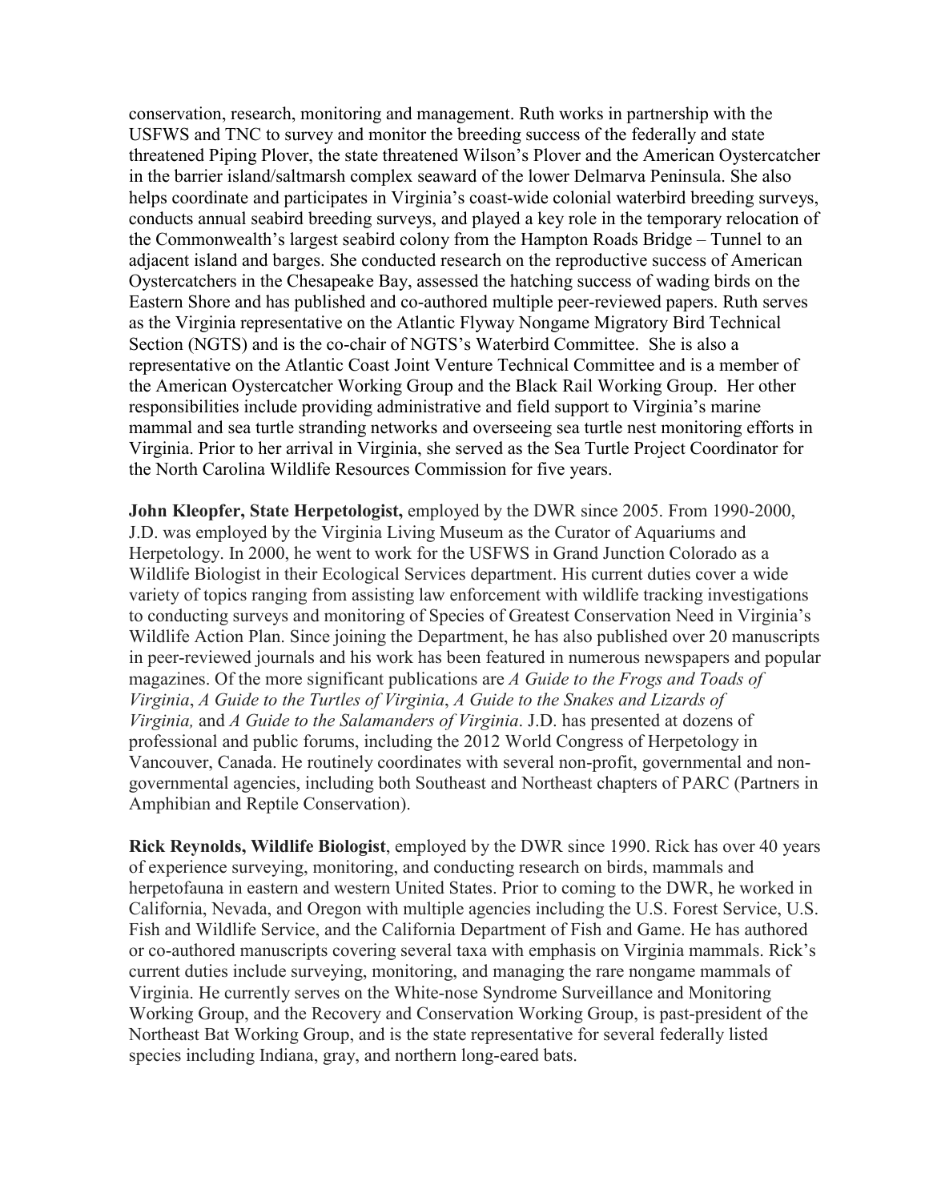conservation, research, monitoring and management. Ruth works in partnership with the USFWS and TNC to survey and monitor the breeding success of the federally and state threatened Piping Plover, the state threatened Wilson's Plover and the American Oystercatcher in the barrier island/saltmarsh complex seaward of the lower Delmarva Peninsula. She also helps coordinate and participates in Virginia's coast-wide colonial waterbird breeding surveys, conducts annual seabird breeding surveys, and played a key role in the temporary relocation of the Commonwealth's largest seabird colony from the Hampton Roads Bridge – Tunnel to an adjacent island and barges. She conducted research on the reproductive success of American Oystercatchers in the Chesapeake Bay, assessed the hatching success of wading birds on the Eastern Shore and has published and co-authored multiple peer-reviewed papers. Ruth serves as the Virginia representative on the Atlantic Flyway Nongame Migratory Bird Technical Section (NGTS) and is the co-chair of NGTS's Waterbird Committee. She is also a representative on the Atlantic Coast Joint Venture Technical Committee and is a member of the American Oystercatcher Working Group and the Black Rail Working Group. Her other responsibilities include providing administrative and field support to Virginia's marine mammal and sea turtle stranding networks and overseeing sea turtle nest monitoring efforts in Virginia. Prior to her arrival in Virginia, she served as the Sea Turtle Project Coordinator for the North Carolina Wildlife Resources Commission for five years.

**John Kleopfer, State Herpetologist,** employed by the DWR since 2005. From 1990-2000, J.D. was employed by the Virginia Living Museum as the Curator of Aquariums and Herpetology. In 2000, he went to work for the USFWS in Grand Junction Colorado as a Wildlife Biologist in their Ecological Services department. His current duties cover a wide variety of topics ranging from assisting law enforcement with wildlife tracking investigations to conducting surveys and monitoring of Species of Greatest Conservation Need in Virginia's Wildlife Action Plan. Since joining the Department, he has also published over 20 manuscripts in peer-reviewed journals and his work has been featured in numerous newspapers and popular magazines. Of the more significant publications are *A Guide to the Frogs and Toads of Virginia*, *A Guide to the Turtles of Virginia*, *A Guide to the Snakes and Lizards of Virginia,* and *A Guide to the Salamanders of Virginia*. J.D. has presented at dozens of professional and public forums, including the 2012 World Congress of Herpetology in Vancouver, Canada. He routinely coordinates with several non-profit, governmental and non-governmental agencies, including both Southeast and Northeast chapters of PARC (Partners in Amphibian and Reptile Conservation).

**Rick Reynolds, Wildlife Biologist**, employed by the DWR since 1990. Rick has over 40 years of experience surveying, monitoring, and conducting research on birds, mammals and herpetofauna in eastern and western United States. Prior to coming to the DWR, he worked in California, Nevada, and Oregon with multiple agencies including the U.S. Forest Service, U.S. Fish and Wildlife Service, and the California Department of Fish and Game. He has authored or co-authored manuscripts covering several taxa with emphasis on Virginia mammals. Rick's current duties include surveying, monitoring, and managing the rare nongame mammals of Virginia. He currently serves on the White-nose Syndrome Surveillance and Monitoring Working Group, and the Recovery and Conservation Working Group, is past-president of the Northeast Bat Working Group, and is the state representative for several federally listed species including Indiana, gray, and northern long-eared bats.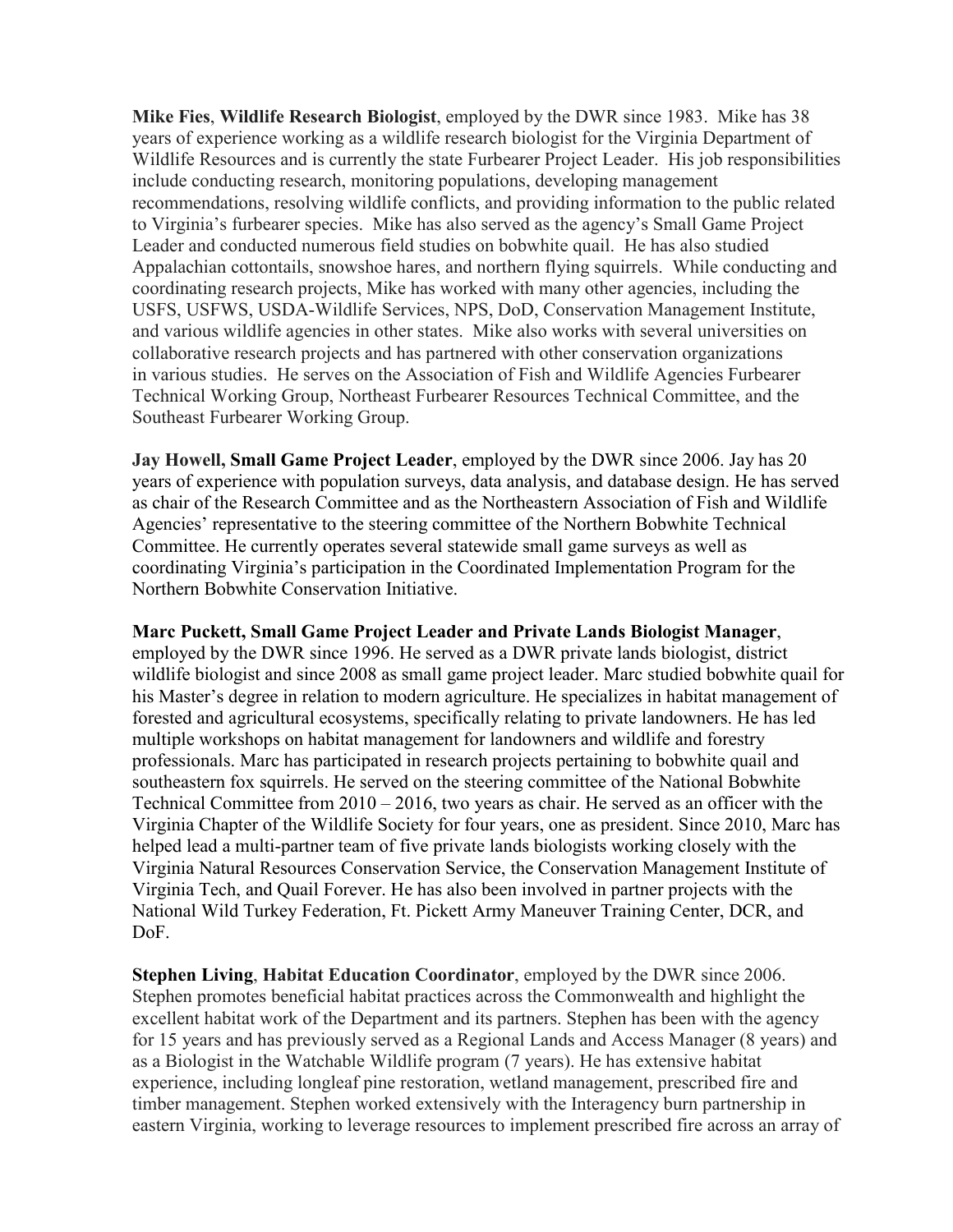**Mike Fies**, **Wildlife Research Biologist**, employed by the DWR since 1983. Mike has 38 years of experience working as a wildlife research biologist for the Virginia Department of Wildlife Resources and is currently the state Furbearer Project Leader. His job responsibilities include conducting research, monitoring populations, developing management recommendations, resolving wildlife conflicts, and providing information to the public related to Virginia's furbearer species. Mike has also served as the agency's Small Game Project Leader and conducted numerous field studies on bobwhite quail. He has also studied Appalachian cottontails, snowshoe hares, and northern flying squirrels. While conducting and coordinating research projects, Mike has worked with many other agencies, including the USFS, USFWS, USDA-Wildlife Services, NPS, DoD, Conservation Management Institute, and various wildlife agencies in other states. Mike also works with several universities on collaborative research projects and has partnered with other conservation organizations in various studies. He serves on the Association of Fish and Wildlife Agencies Furbearer Technical Working Group, Northeast Furbearer Resources Technical Committee, and the Southeast Furbearer Working Group.

**Jay Howell, Small Game Project Leader**, employed by the DWR since 2006. Jay has 20 years of experience with population surveys, data analysis, and database design. He has served as chair of the Research Committee and as the Northeastern Association of Fish and Wildlife Agencies' representative to the steering committee of the Northern Bobwhite Technical Committee. He currently operates several statewide small game surveys as well as coordinating Virginia's participation in the Coordinated Implementation Program for the Northern Bobwhite Conservation Initiative.

**Marc Puckett, Small Game Project Leader and Private Lands Biologist Manager**, employed by the DWR since 1996. He served as a DWR private lands biologist, district wildlife biologist and since 2008 as small game project leader. Marc studied bobwhite quail for his Master's degree in relation to modern agriculture. He specializes in habitat management of forested and agricultural ecosystems, specifically relating to private landowners. He has led multiple workshops on habitat management for landowners and wildlife and forestry professionals. Marc has participated in research projects pertaining to bobwhite quail and southeastern fox squirrels. He served on the steering committee of the National Bobwhite Technical Committee from 2010 – 2016, two years as chair. He served as an officer with the Virginia Chapter of the Wildlife Society for four years, one as president. Since 2010, Marc has helped lead a multi-partner team of five private lands biologists working closely with the Virginia Natural Resources Conservation Service, the Conservation Management Institute of Virginia Tech, and Quail Forever. He has also been involved in partner projects with the National Wild Turkey Federation, Ft. Pickett Army Maneuver Training Center, DCR, and DoF.

**Stephen Living**, **Habitat Education Coordinator**, employed by the DWR since 2006. Stephen promotes beneficial habitat practices across the Commonwealth and highlight the excellent habitat work of the Department and its partners. Stephen has been with the agency for 15 years and has previously served as a Regional Lands and Access Manager (8 years) and as a Biologist in the Watchable Wildlife program (7 years). He has extensive habitat experience, including longleaf pine restoration, wetland management, prescribed fire and timber management. Stephen worked extensively with the Interagency burn partnership in eastern Virginia, working to leverage resources to implement prescribed fire across an array of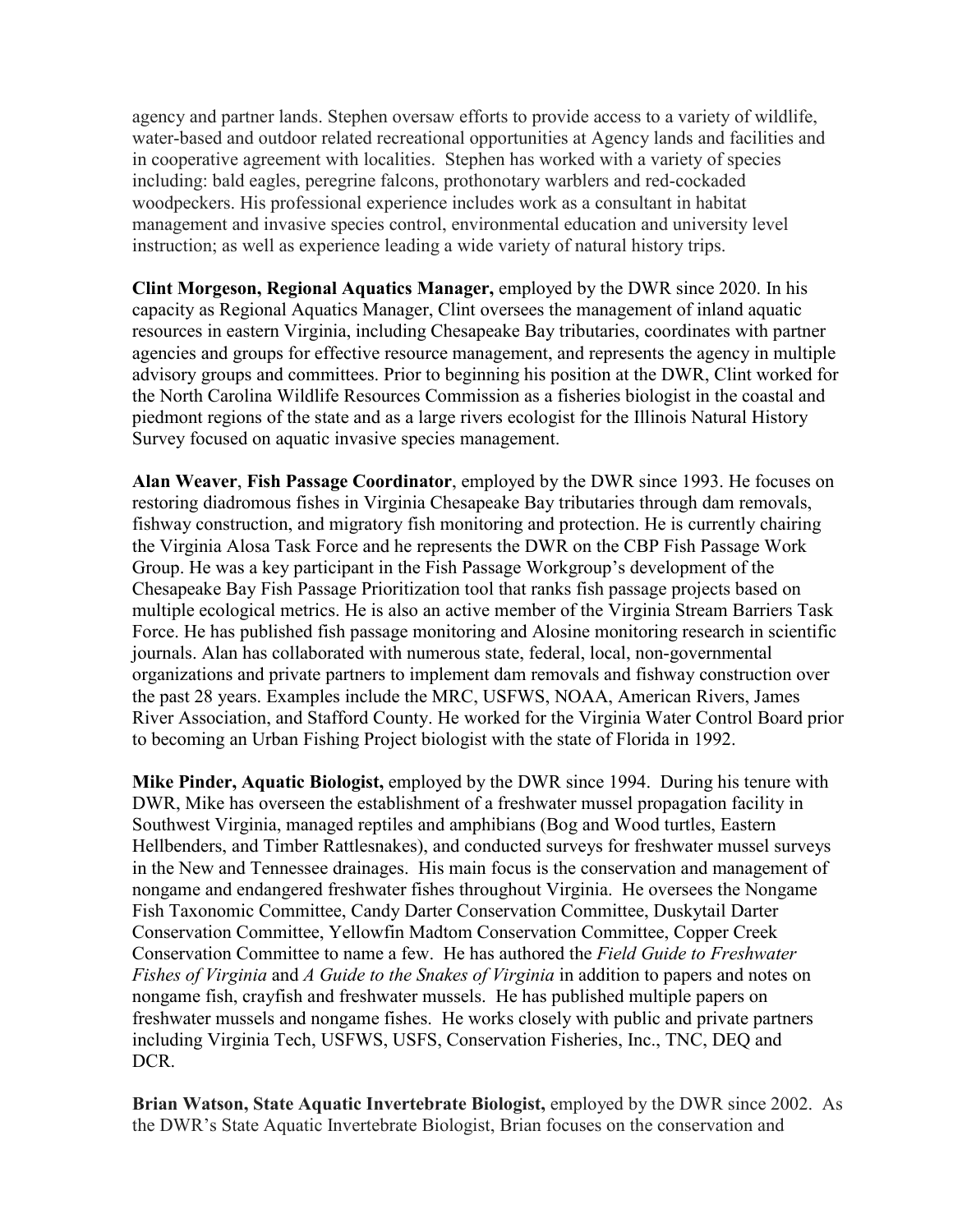agency and partner lands. Stephen oversaw efforts to provide access to a variety of wildlife, water-based and outdoor related recreational opportunities at Agency lands and facilities and in cooperative agreement with localities. Stephen has worked with a variety of species including: bald eagles, peregrine falcons, prothonotary warblers and red-cockaded woodpeckers. His professional experience includes work as a consultant in habitat management and invasive species control, environmental education and university level instruction; as well as experience leading a wide variety of natural history trips.

**Clint Morgeson, Regional Aquatics Manager,** employed by the DWR since 2020. In his capacity as Regional Aquatics Manager, Clint oversees the management of inland aquatic resources in eastern Virginia, including Chesapeake Bay tributaries, coordinates with partner agencies and groups for effective resource management, and represents the agency in multiple advisory groups and committees. Prior to beginning his position at the DWR, Clint worked for the North Carolina Wildlife Resources Commission as a fisheries biologist in the coastal and piedmont regions of the state and as a large rivers ecologist for the Illinois Natural History Survey focused on aquatic invasive species management.

**Alan Weaver**, **Fish Passage Coordinator**, employed by the DWR since 1993. He focuses on restoring diadromous fishes in Virginia Chesapeake Bay tributaries through dam removals, fishway construction, and migratory fish monitoring and protection. He is currently chairing the Virginia Alosa Task Force and he represents the DWR on the CBP Fish Passage Work Group. He was a key participant in the Fish Passage Workgroup's development of the Chesapeake Bay Fish Passage Prioritization tool that ranks fish passage projects based on multiple ecological metrics. He is also an active member of the Virginia Stream Barriers Task Force. He has published fish passage monitoring and Alosine monitoring research in scientific journals. Alan has collaborated with numerous state, federal, local, non-governmental organizations and private partners to implement dam removals and fishway construction over the past 28 years. Examples include the MRC, USFWS, NOAA, American Rivers, James River Association, and Stafford County. He worked for the Virginia Water Control Board prior to becoming an Urban Fishing Project biologist with the state of Florida in 1992.

**Mike Pinder, Aquatic Biologist,** employed by the DWR since 1994. During his tenure with DWR, Mike has overseen the establishment of a freshwater mussel propagation facility in Southwest Virginia, managed reptiles and amphibians (Bog and Wood turtles, Eastern Hellbenders, and Timber Rattlesnakes), and conducted surveys for freshwater mussel surveys in the New and Tennessee drainages. His main focus is the conservation and management of nongame and endangered freshwater fishes throughout Virginia. He oversees the Nongame Fish Taxonomic Committee, Candy Darter Conservation Committee, Duskytail Darter Conservation Committee, Yellowfin Madtom Conservation Committee, Copper Creek Conservation Committee to name a few. He has authored the *Field Guide to Freshwater Fishes of Virginia* and *A Guide to the Snakes of Virginia* in addition to papers and notes on nongame fish, crayfish and freshwater mussels. He has published multiple papers on freshwater mussels and nongame fishes. He works closely with public and private partners including Virginia Tech, USFWS, USFS, Conservation Fisheries, Inc., TNC, DEQ and DCR.

**Brian Watson, State Aquatic Invertebrate Biologist,** employed by the DWR since 2002. As the DWR's State Aquatic Invertebrate Biologist, Brian focuses on the conservation and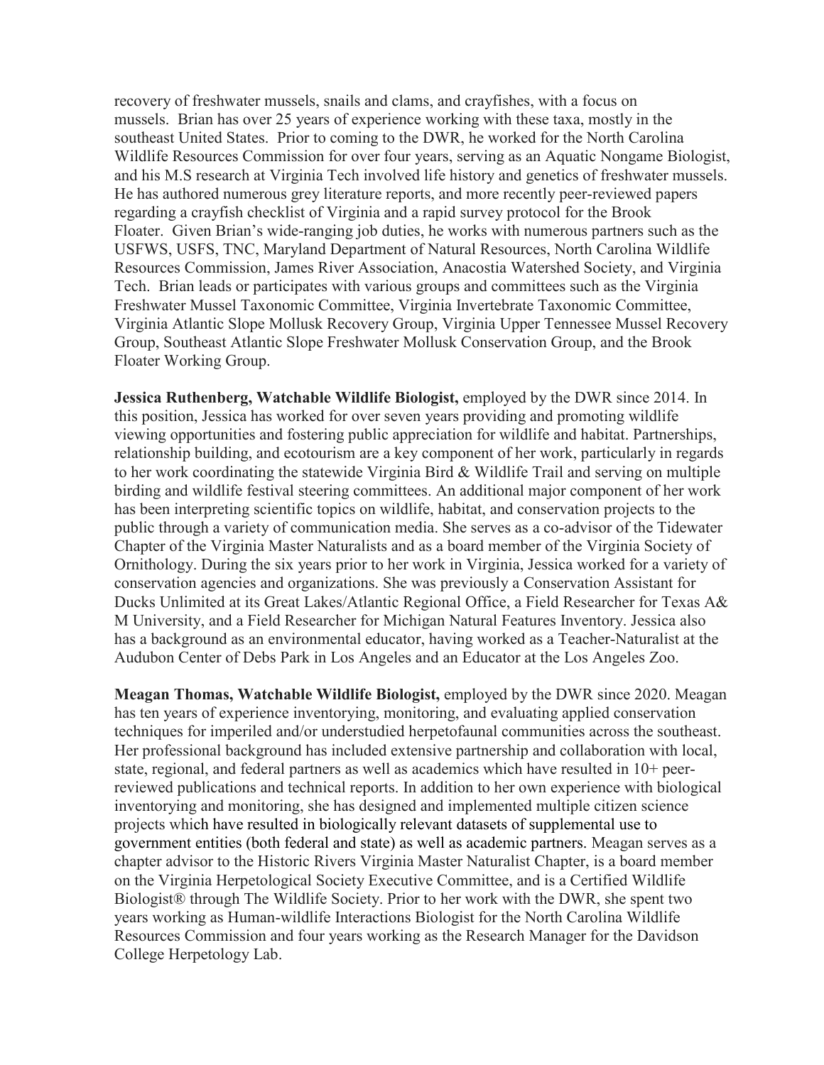recovery of freshwater mussels, snails and clams, and crayfishes, with a focus on mussels. Brian has over 25 years of experience working with these taxa, mostly in the southeast United States. Prior to coming to the DWR, he worked for the North Carolina Wildlife Resources Commission for over four years, serving as an Aquatic Nongame Biologist, and his M.S research at Virginia Tech involved life history and genetics of freshwater mussels. He has authored numerous grey literature reports, and more recently peer-reviewed papers regarding a crayfish checklist of Virginia and a rapid survey protocol for the Brook Floater. Given Brian's wide-ranging job duties, he works with numerous partners such as the USFWS, USFS, TNC, Maryland Department of Natural Resources, North Carolina Wildlife Resources Commission, James River Association, Anacostia Watershed Society, and Virginia Tech. Brian leads or participates with various groups and committees such as the Virginia Freshwater Mussel Taxonomic Committee, Virginia Invertebrate Taxonomic Committee, Virginia Atlantic Slope Mollusk Recovery Group, Virginia Upper Tennessee Mussel Recovery Group, Southeast Atlantic Slope Freshwater Mollusk Conservation Group, and the Brook Floater Working Group.

**Jessica Ruthenberg, Watchable Wildlife Biologist,** employed by the DWR since 2014. In this position, Jessica has worked for over seven years providing and promoting wildlife viewing opportunities and fostering public appreciation for wildlife and habitat. Partnerships, relationship building, and ecotourism are a key component of her work, particularly in regards to her work coordinating the statewide Virginia Bird & Wildlife Trail and serving on multiple birding and wildlife festival steering committees. An additional major component of her work has been interpreting scientific topics on wildlife, habitat, and conservation projects to the public through a variety of communication media. She serves as a co-advisor of the Tidewater Chapter of the Virginia Master Naturalists and as a board member of the Virginia Society of Ornithology. During the six years prior to her work in Virginia, Jessica worked for a variety of conservation agencies and organizations. She was previously a Conservation Assistant for Ducks Unlimited at its Great Lakes/Atlantic Regional Office, a Field Researcher for Texas A&M University, and a Field Researcher for Michigan Natural Features Inventory. Jessica also has a background as an environmental educator, having worked as a Teacher-Naturalist at the Audubon Center of Debs Park in Los Angeles and an Educator at the Los Angeles Zoo.

**Meagan Thomas, Watchable Wildlife Biologist,** employed by the DWR since 2020. Meagan has ten years of experience inventorying, monitoring, and evaluating applied conservation techniques for imperiled and/or understudied herpetofaunal communities across the southeast. Her professional background has included extensive partnership and collaboration with local, state, regional, and federal partners as well as academics which have resulted in 10+ peer-reviewed publications and technical reports. In addition to her own experience with biological inventorying and monitoring, she has designed and implemented multiple citizen science projects which have resulted in biologically relevant datasets of supplemental use to government entities (both federal and state) as well as academic partners. Meagan serves as a chapter advisor to the Historic Rivers Virginia Master Naturalist Chapter, is a board member on the Virginia Herpetological Society Executive Committee, and is a Certified Wildlife Biologist® through The Wildlife Society. Prior to her work with the DWR, she spent two years working as Human-wildlife Interactions Biologist for the North Carolina Wildlife Resources Commission and four years working as the Research Manager for the Davidson College Herpetology Lab.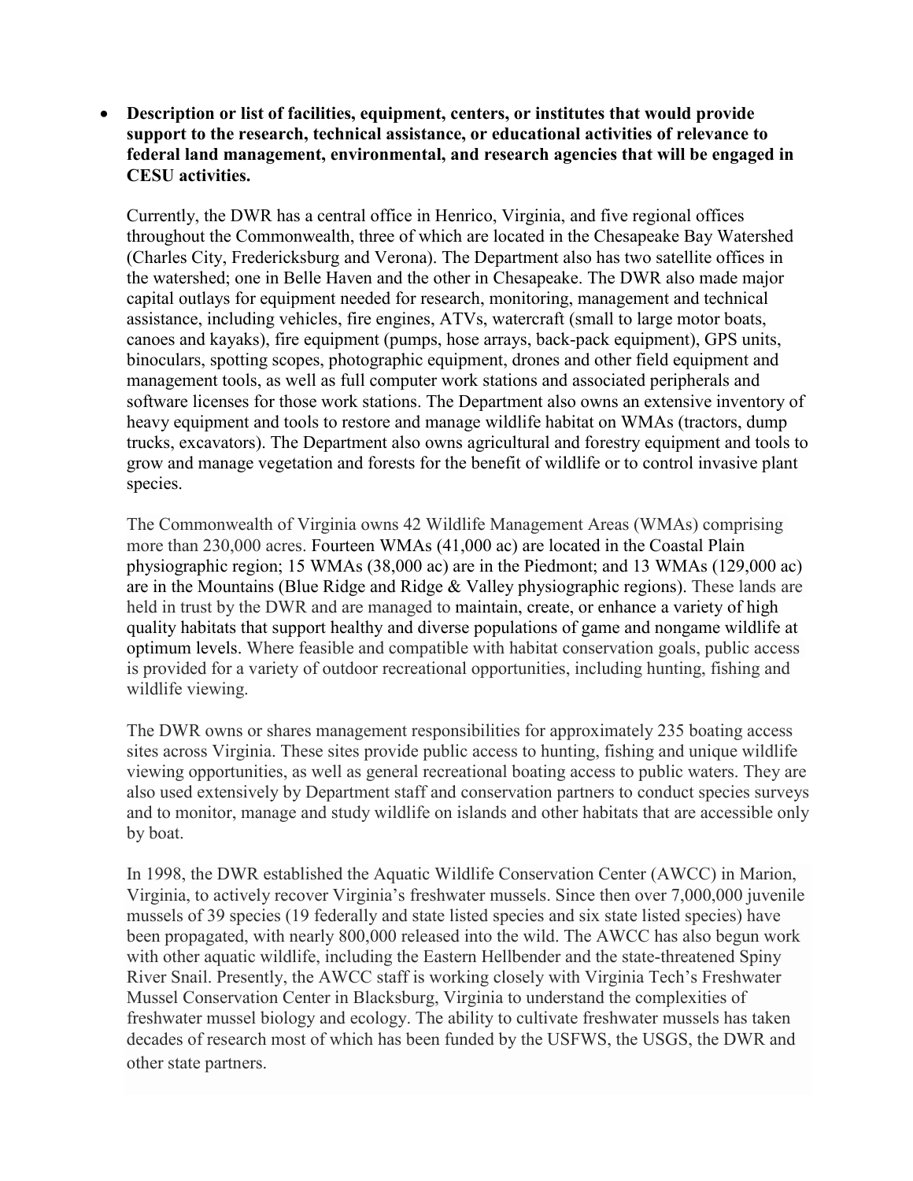- **Description or list of facilities, equipment, centers, or institutes that would provide support to the research, technical assistance, or educational activities of relevance to federal land management, environmental, and research agencies that will be engaged in CESU activities.**

  Currently, the DWR has a central office in Henrico, Virginia, and five regional offices throughout the Commonwealth, three of which are located in the Chesapeake Bay Watershed (Charles City, Fredericksburg and Verona). The Department also has two satellite offices in the watershed; one in Belle Haven and the other in Chesapeake. The DWR also made major capital outlays for equipment needed for research, monitoring, management and technical assistance, including vehicles, fire engines, ATVs, watercraft (small to large motor boats, canoes and kayaks), fire equipment (pumps, hose arrays, back-pack equipment), GPS units, binoculars, spotting scopes, photographic equipment, drones and other field equipment and management tools, as well as full computer work stations and associated peripherals and software licenses for those work stations. The Department also owns an extensive inventory of heavy equipment and tools to restore and manage wildlife habitat on WMAs (tractors, dump trucks, excavators). The Department also owns agricultural and forestry equipment and tools to grow and manage vegetation and forests for the benefit of wildlife or to control invasive plant species.

  The Commonwealth of Virginia owns 42 Wildlife Management Areas (WMAs) comprising more than 230,000 acres. Fourteen WMAs (41,000 ac) are located in the Coastal Plain physiographic region; 15 WMAs (38,000 ac) are in the Piedmont; and 13 WMAs (129,000 ac) are in the Mountains (Blue Ridge and Ridge & Valley physiographic regions). These lands are held in trust by the DWR and are managed to maintain, create, or enhance a variety of high quality habitats that support healthy and diverse populations of game and nongame wildlife at optimum levels. Where feasible and compatible with habitat conservation goals, public access is provided for a variety of outdoor recreational opportunities, including hunting, fishing and wildlife viewing.

  The DWR owns or shares management responsibilities for approximately 235 boating access sites across Virginia. These sites provide public access to hunting, fishing and unique wildlife viewing opportunities, as well as general recreational boating access to public waters. They are also used extensively by Department staff and conservation partners to conduct species surveys and to monitor, manage and study wildlife on islands and other habitats that are accessible only by boat.

  In 1998, the DWR established the Aquatic Wildlife Conservation Center (AWCC) in Marion, Virginia, to actively recover Virginia's freshwater mussels. Since then over 7,000,000 juvenile mussels of 39 species (19 federally and state listed species and six state listed species) have been propagated, with nearly 800,000 released into the wild. The AWCC has also begun work with other aquatic wildlife, including the Eastern Hellbender and the state-threatened Spiny River Snail. Presently, the AWCC staff is working closely with Virginia Tech's Freshwater Mussel Conservation Center in Blacksburg, Virginia to understand the complexities of freshwater mussel biology and ecology. The ability to cultivate freshwater mussels has taken decades of research most of which has been funded by the USFWS, the USGS, the DWR and other state partners.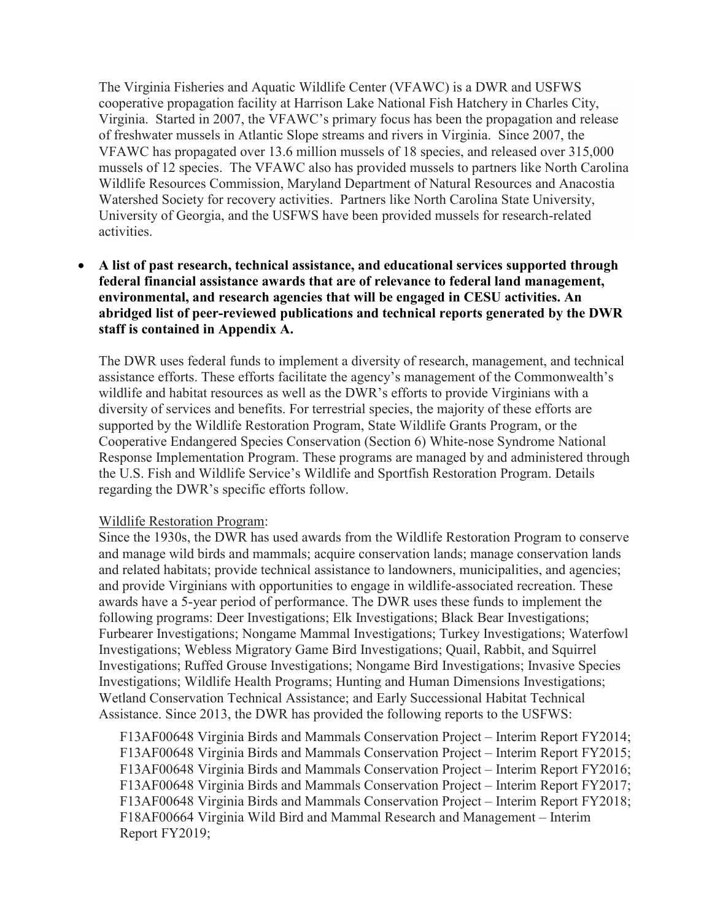The Virginia Fisheries and Aquatic Wildlife Center (VFAWC) is a DWR and USFWS cooperative propagation facility at Harrison Lake National Fish Hatchery in Charles City, Virginia. Started in 2007, the VFAWC's primary focus has been the propagation and release of freshwater mussels in Atlantic Slope streams and rivers in Virginia. Since 2007, the VFAWC has propagated over 13.6 million mussels of 18 species, and released over 315,000 mussels of 12 species. The VFAWC also has provided mussels to partners like North Carolina Wildlife Resources Commission, Maryland Department of Natural Resources and Anacostia Watershed Society for recovery activities. Partners like North Carolina State University, University of Georgia, and the USFWS have been provided mussels for research-related activities.

- **A list of past research, technical assistance, and educational services supported through federal financial assistance awards that are of relevance to federal land management, environmental, and research agencies that will be engaged in CESU activities. An abridged list of peer-reviewed publications and technical reports generated by the DWR staff is contained in Appendix A.**

  The DWR uses federal funds to implement a diversity of research, management, and technical assistance efforts. These efforts facilitate the agency's management of the Commonwealth's wildlife and habitat resources as well as the DWR's efforts to provide Virginians with a diversity of services and benefits. For terrestrial species, the majority of these efforts are supported by the Wildlife Restoration Program, State Wildlife Grants Program, or the Cooperative Endangered Species Conservation (Section 6) White-nose Syndrome National Response Implementation Program. These programs are managed by and administered through the U.S. Fish and Wildlife Service's Wildlife and Sportfish Restoration Program. Details regarding the DWR's specific efforts follow.

  Wildlife Restoration Program:
  Since the 1930s, the DWR has used awards from the Wildlife Restoration Program to conserve and manage wild birds and mammals; acquire conservation lands; manage conservation lands and related habitats; provide technical assistance to landowners, municipalities, and agencies; and provide Virginians with opportunities to engage in wildlife-associated recreation. These awards have a 5-year period of performance. The DWR uses these funds to implement the following programs: Deer Investigations; Elk Investigations; Black Bear Investigations; Furbearer Investigations; Nongame Mammal Investigations; Turkey Investigations; Waterfowl Investigations; Webless Migratory Game Bird Investigations; Quail, Rabbit, and Squirrel Investigations; Ruffed Grouse Investigations; Nongame Bird Investigations; Invasive Species Investigations; Wildlife Health Programs; Hunting and Human Dimensions Investigations; Wetland Conservation Technical Assistance; and Early Successional Habitat Technical Assistance. Since 2013, the DWR has provided the following reports to the USFWS:

  F13AF00648 Virginia Birds and Mammals Conservation Project – Interim Report FY2014;
  F13AF00648 Virginia Birds and Mammals Conservation Project – Interim Report FY2015;
  F13AF00648 Virginia Birds and Mammals Conservation Project – Interim Report FY2016;
  F13AF00648 Virginia Birds and Mammals Conservation Project – Interim Report FY2017;
  F13AF00648 Virginia Birds and Mammals Conservation Project – Interim Report FY2018;
  F18AF00664 Virginia Wild Bird and Mammal Research and Management – Interim Report FY2019;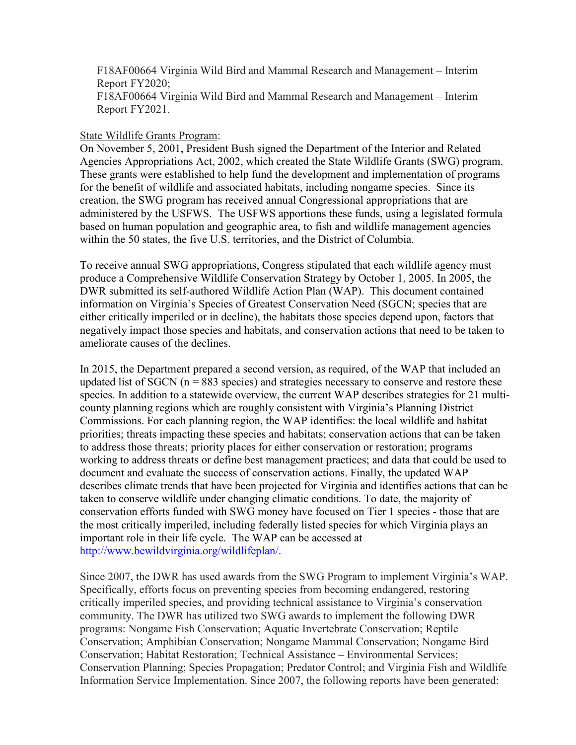F18AF00664 Virginia Wild Bird and Mammal Research and Management – Interim Report FY2020;
F18AF00664 Virginia Wild Bird and Mammal Research and Management – Interim Report FY2021.

State Wildlife Grants Program:
On November 5, 2001, President Bush signed the Department of the Interior and Related Agencies Appropriations Act, 2002, which created the State Wildlife Grants (SWG) program. These grants were established to help fund the development and implementation of programs for the benefit of wildlife and associated habitats, including nongame species. Since its creation, the SWG program has received annual Congressional appropriations that are administered by the USFWS. The USFWS apportions these funds, using a legislated formula based on human population and geographic area, to fish and wildlife management agencies within the 50 states, the five U.S. territories, and the District of Columbia.

To receive annual SWG appropriations, Congress stipulated that each wildlife agency must produce a Comprehensive Wildlife Conservation Strategy by October 1, 2005. In 2005, the DWR submitted its self-authored Wildlife Action Plan (WAP). This document contained information on Virginia's Species of Greatest Conservation Need (SGCN; species that are either critically imperiled or in decline), the habitats those species depend upon, factors that negatively impact those species and habitats, and conservation actions that need to be taken to ameliorate causes of the declines.

In 2015, the Department prepared a second version, as required, of the WAP that included an updated list of SGCN (n = 883 species) and strategies necessary to conserve and restore these species. In addition to a statewide overview, the current WAP describes strategies for 21 multi-county planning regions which are roughly consistent with Virginia's Planning District Commissions. For each planning region, the WAP identifies: the local wildlife and habitat priorities; threats impacting these species and habitats; conservation actions that can be taken to address those threats; priority places for either conservation or restoration; programs working to address threats or define best management practices; and data that could be used to document and evaluate the success of conservation actions. Finally, the updated WAP describes climate trends that have been projected for Virginia and identifies actions that can be taken to conserve wildlife under changing climatic conditions. To date, the majority of conservation efforts funded with SWG money have focused on Tier 1 species - those that are the most critically imperiled, including federally listed species for which Virginia plays an important role in their life cycle. The WAP can be accessed at http://www.bewildvirginia.org/wildlifeplan/.

Since 2007, the DWR has used awards from the SWG Program to implement Virginia's WAP. Specifically, efforts focus on preventing species from becoming endangered, restoring critically imperiled species, and providing technical assistance to Virginia's conservation community. The DWR has utilized two SWG awards to implement the following DWR programs: Nongame Fish Conservation; Aquatic Invertebrate Conservation; Reptile Conservation; Amphibian Conservation; Nongame Mammal Conservation; Nongame Bird Conservation; Habitat Restoration; Technical Assistance – Environmental Services; Conservation Planning; Species Propagation; Predator Control; and Virginia Fish and Wildlife Information Service Implementation. Since 2007, the following reports have been generated: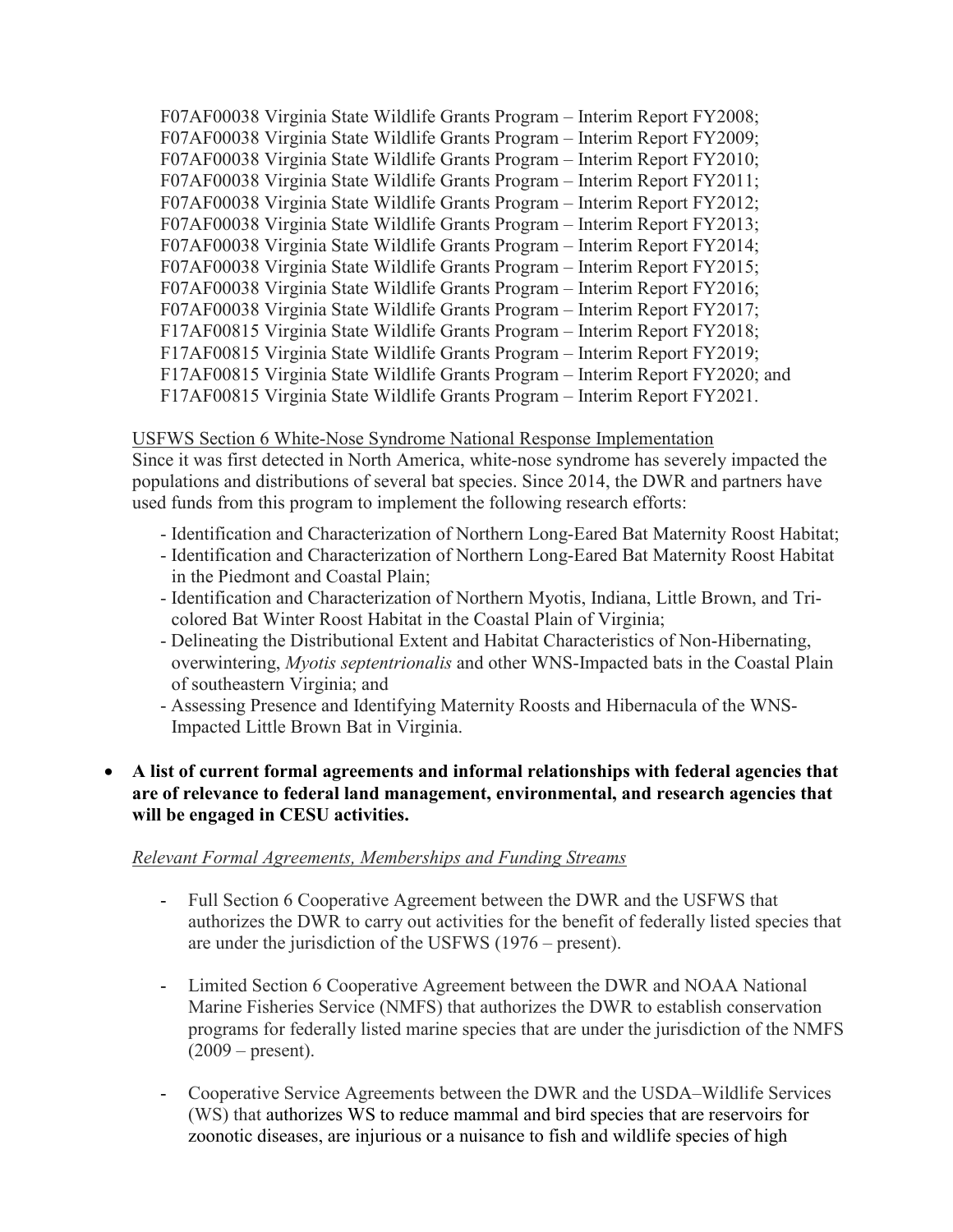F07AF00038 Virginia State Wildlife Grants Program – Interim Report FY2008;
F07AF00038 Virginia State Wildlife Grants Program – Interim Report FY2009;
F07AF00038 Virginia State Wildlife Grants Program – Interim Report FY2010;
F07AF00038 Virginia State Wildlife Grants Program – Interim Report FY2011;
F07AF00038 Virginia State Wildlife Grants Program – Interim Report FY2012;
F07AF00038 Virginia State Wildlife Grants Program – Interim Report FY2013;
F07AF00038 Virginia State Wildlife Grants Program – Interim Report FY2014;
F07AF00038 Virginia State Wildlife Grants Program – Interim Report FY2015;
F07AF00038 Virginia State Wildlife Grants Program – Interim Report FY2016;
F07AF00038 Virginia State Wildlife Grants Program – Interim Report FY2017;
F17AF00815 Virginia State Wildlife Grants Program – Interim Report FY2018;
F17AF00815 Virginia State Wildlife Grants Program – Interim Report FY2019;
F17AF00815 Virginia State Wildlife Grants Program – Interim Report FY2020; and
F17AF00815 Virginia State Wildlife Grants Program – Interim Report FY2021.

USFWS Section 6 White-Nose Syndrome National Response Implementation

Since it was first detected in North America, white-nose syndrome has severely impacted the populations and distributions of several bat species. Since 2014, the DWR and partners have used funds from this program to implement the following research efforts:

- Identification and Characterization of Northern Long-Eared Bat Maternity Roost Habitat;
- Identification and Characterization of Northern Long-Eared Bat Maternity Roost Habitat in the Piedmont and Coastal Plain;
- Identification and Characterization of Northern Myotis, Indiana, Little Brown, and Tri-colored Bat Winter Roost Habitat in the Coastal Plain of Virginia;
- Delineating the Distributional Extent and Habitat Characteristics of Non-Hibernating, overwintering, *Myotis septentrionalis* and other WNS-Impacted bats in the Coastal Plain of southeastern Virginia; and
- Assessing Presence and Identifying Maternity Roosts and Hibernacula of the WNS-Impacted Little Brown Bat in Virginia.

- **A list of current formal agreements and informal relationships with federal agencies that are of relevance to federal land management, environmental, and research agencies that will be engaged in CESU activities.**

*Relevant Formal Agreements, Memberships and Funding Streams*

- Full Section 6 Cooperative Agreement between the DWR and the USFWS that authorizes the DWR to carry out activities for the benefit of federally listed species that are under the jurisdiction of the USFWS (1976 – present).

- Limited Section 6 Cooperative Agreement between the DWR and NOAA National Marine Fisheries Service (NMFS) that authorizes the DWR to establish conservation programs for federally listed marine species that are under the jurisdiction of the NMFS (2009 – present).

- Cooperative Service Agreements between the DWR and the USDA–Wildlife Services (WS) that authorizes WS to reduce mammal and bird species that are reservoirs for zoonotic diseases, are injurious or a nuisance to fish and wildlife species of high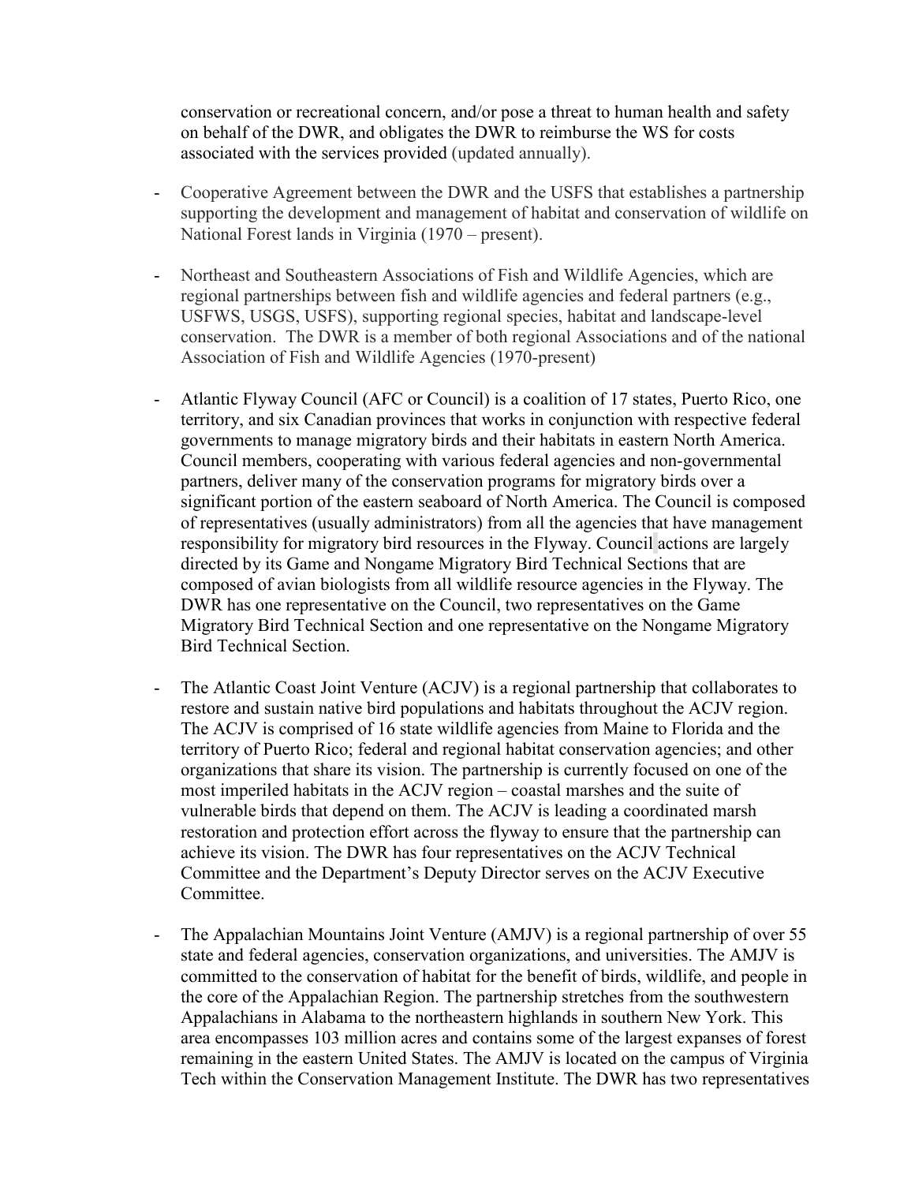conservation or recreational concern, and/or pose a threat to human health and safety on behalf of the DWR, and obligates the DWR to reimburse the WS for costs associated with the services provided (updated annually).

- Cooperative Agreement between the DWR and the USFS that establishes a partnership supporting the development and management of habitat and conservation of wildlife on National Forest lands in Virginia (1970 – present).

- Northeast and Southeastern Associations of Fish and Wildlife Agencies, which are regional partnerships between fish and wildlife agencies and federal partners (e.g., USFWS, USGS, USFS), supporting regional species, habitat and landscape-level conservation. The DWR is a member of both regional Associations and of the national Association of Fish and Wildlife Agencies (1970-present)

- Atlantic Flyway Council (AFC or Council) is a coalition of 17 states, Puerto Rico, one territory, and six Canadian provinces that works in conjunction with respective federal governments to manage migratory birds and their habitats in eastern North America. Council members, cooperating with various federal agencies and non-governmental partners, deliver many of the conservation programs for migratory birds over a significant portion of the eastern seaboard of North America. The Council is composed of representatives (usually administrators) from all the agencies that have management responsibility for migratory bird resources in the Flyway. Council actions are largely directed by its Game and Nongame Migratory Bird Technical Sections that are composed of avian biologists from all wildlife resource agencies in the Flyway. The DWR has one representative on the Council, two representatives on the Game Migratory Bird Technical Section and one representative on the Nongame Migratory Bird Technical Section.

- The Atlantic Coast Joint Venture (ACJV) is a regional partnership that collaborates to restore and sustain native bird populations and habitats throughout the ACJV region. The ACJV is comprised of 16 state wildlife agencies from Maine to Florida and the territory of Puerto Rico; federal and regional habitat conservation agencies; and other organizations that share its vision. The partnership is currently focused on one of the most imperiled habitats in the ACJV region – coastal marshes and the suite of vulnerable birds that depend on them. The ACJV is leading a coordinated marsh restoration and protection effort across the flyway to ensure that the partnership can achieve its vision. The DWR has four representatives on the ACJV Technical Committee and the Department's Deputy Director serves on the ACJV Executive Committee.

- The Appalachian Mountains Joint Venture (AMJV) is a regional partnership of over 55 state and federal agencies, conservation organizations, and universities. The AMJV is committed to the conservation of habitat for the benefit of birds, wildlife, and people in the core of the Appalachian Region. The partnership stretches from the southwestern Appalachians in Alabama to the northeastern highlands in southern New York. This area encompasses 103 million acres and contains some of the largest expanses of forest remaining in the eastern United States. The AMJV is located on the campus of Virginia Tech within the Conservation Management Institute. The DWR has two representatives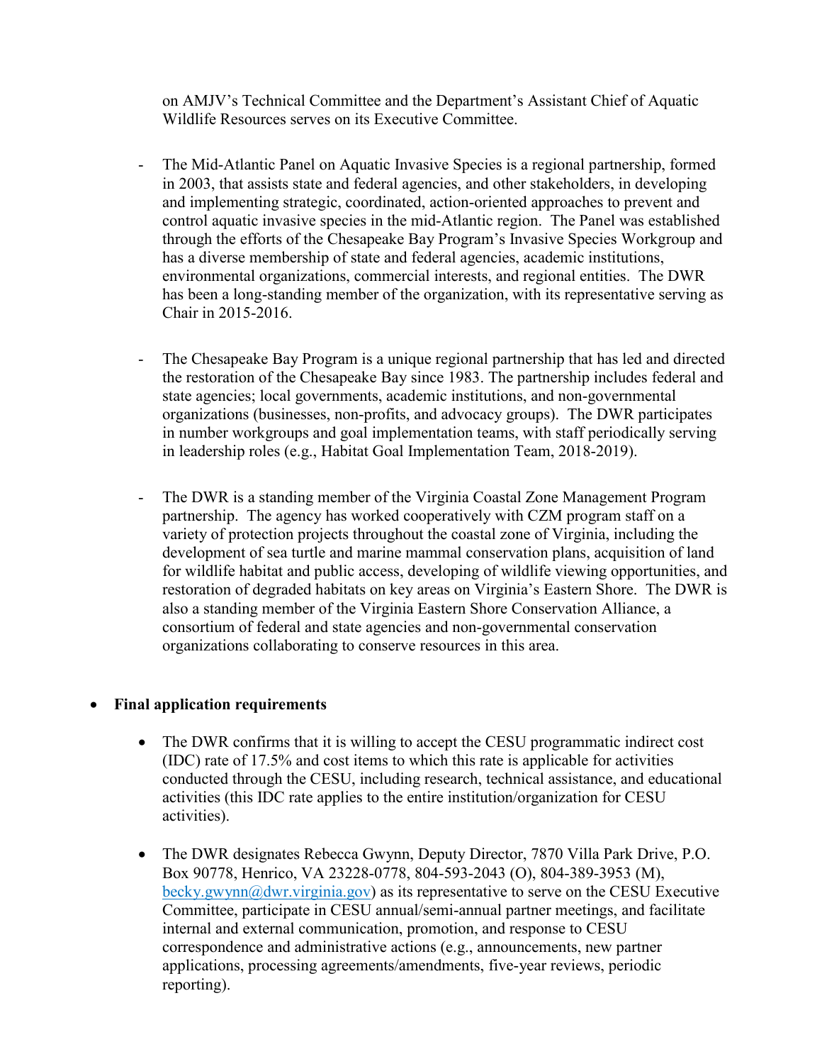on AMJV's Technical Committee and the Department's Assistant Chief of Aquatic Wildlife Resources serves on its Executive Committee.

- The Mid-Atlantic Panel on Aquatic Invasive Species is a regional partnership, formed in 2003, that assists state and federal agencies, and other stakeholders, in developing and implementing strategic, coordinated, action-oriented approaches to prevent and control aquatic invasive species in the mid-Atlantic region. The Panel was established through the efforts of the Chesapeake Bay Program's Invasive Species Workgroup and has a diverse membership of state and federal agencies, academic institutions, environmental organizations, commercial interests, and regional entities. The DWR has been a long-standing member of the organization, with its representative serving as Chair in 2015-2016.

- The Chesapeake Bay Program is a unique regional partnership that has led and directed the restoration of the Chesapeake Bay since 1983. The partnership includes federal and state agencies; local governments, academic institutions, and non-governmental organizations (businesses, non-profits, and advocacy groups). The DWR participates in number workgroups and goal implementation teams, with staff periodically serving in leadership roles (e.g., Habitat Goal Implementation Team, 2018-2019).

- The DWR is a standing member of the Virginia Coastal Zone Management Program partnership. The agency has worked cooperatively with CZM program staff on a variety of protection projects throughout the coastal zone of Virginia, including the development of sea turtle and marine mammal conservation plans, acquisition of land for wildlife habitat and public access, developing of wildlife viewing opportunities, and restoration of degraded habitats on key areas on Virginia's Eastern Shore. The DWR is also a standing member of the Virginia Eastern Shore Conservation Alliance, a consortium of federal and state agencies and non-governmental conservation organizations collaborating to conserve resources in this area.

- **Final application requirements**

  - The DWR confirms that it is willing to accept the CESU programmatic indirect cost (IDC) rate of 17.5% and cost items to which this rate is applicable for activities conducted through the CESU, including research, technical assistance, and educational activities (this IDC rate applies to the entire institution/organization for CESU activities).

  - The DWR designates Rebecca Gwynn, Deputy Director, 7870 Villa Park Drive, P.O. Box 90778, Henrico, VA 23228-0778, 804-593-2043 (O), 804-389-3953 (M), becky.gwynn@dwr.virginia.gov) as its representative to serve on the CESU Executive Committee, participate in CESU annual/semi-annual partner meetings, and facilitate internal and external communication, promotion, and response to CESU correspondence and administrative actions (e.g., announcements, new partner applications, processing agreements/amendments, five-year reviews, periodic reporting).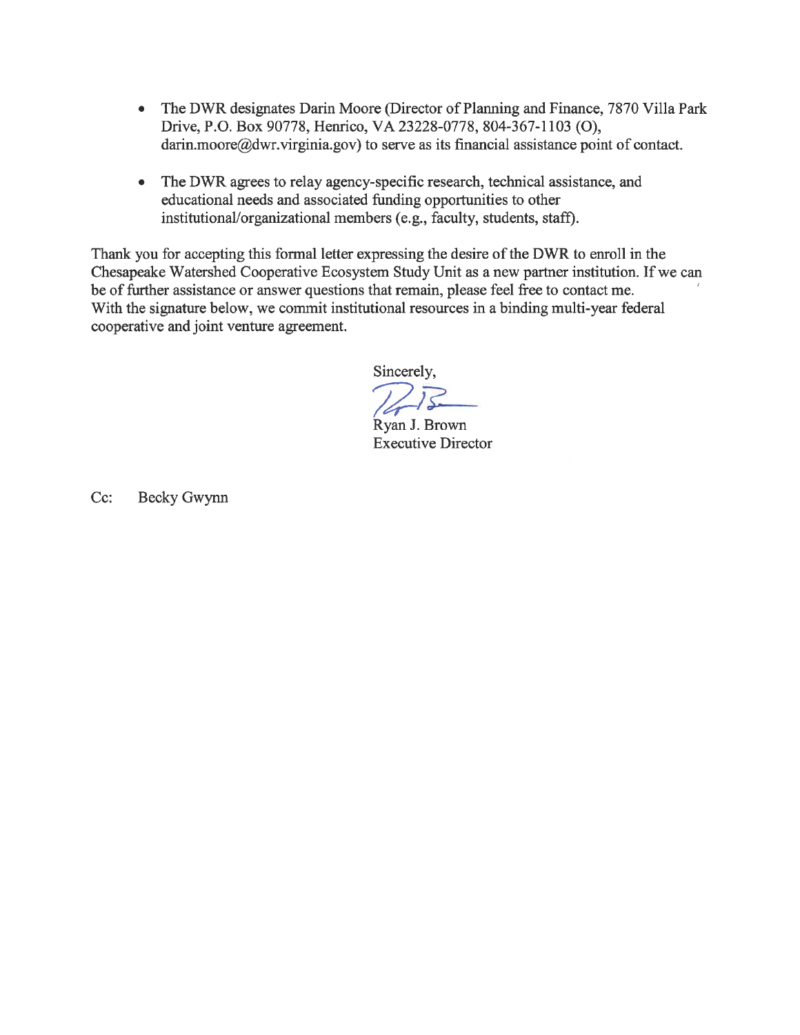- The DWR designates Darin Moore (Director of Planning and Finance, 7870 Villa Park Drive, P.O. Box 90778, Henrico, VA 23228-0778, 804-367-1103 (O), darin.moore@dwr.virginia.gov) to serve as its financial assistance point of contact.
- The DWR agrees to relay agency-specific research, technical assistance, and educational needs and associated funding opportunities to other institutional/organizational members (e.g., faculty, students, staff).

Thank you for accepting this formal letter expressing the desire of the DWR to enroll in the Chesapeake Watershed Cooperative Ecosystem Study Unit as a new partner institution. If we can be of further assistance or answer questions that remain, please feel free to contact me. With the signature below, we commit institutional resources in a binding multi-year federal cooperative and joint venture agreement.

Sincerely,

Ryan J. Brown
Executive Director

Cc: Becky Gwynn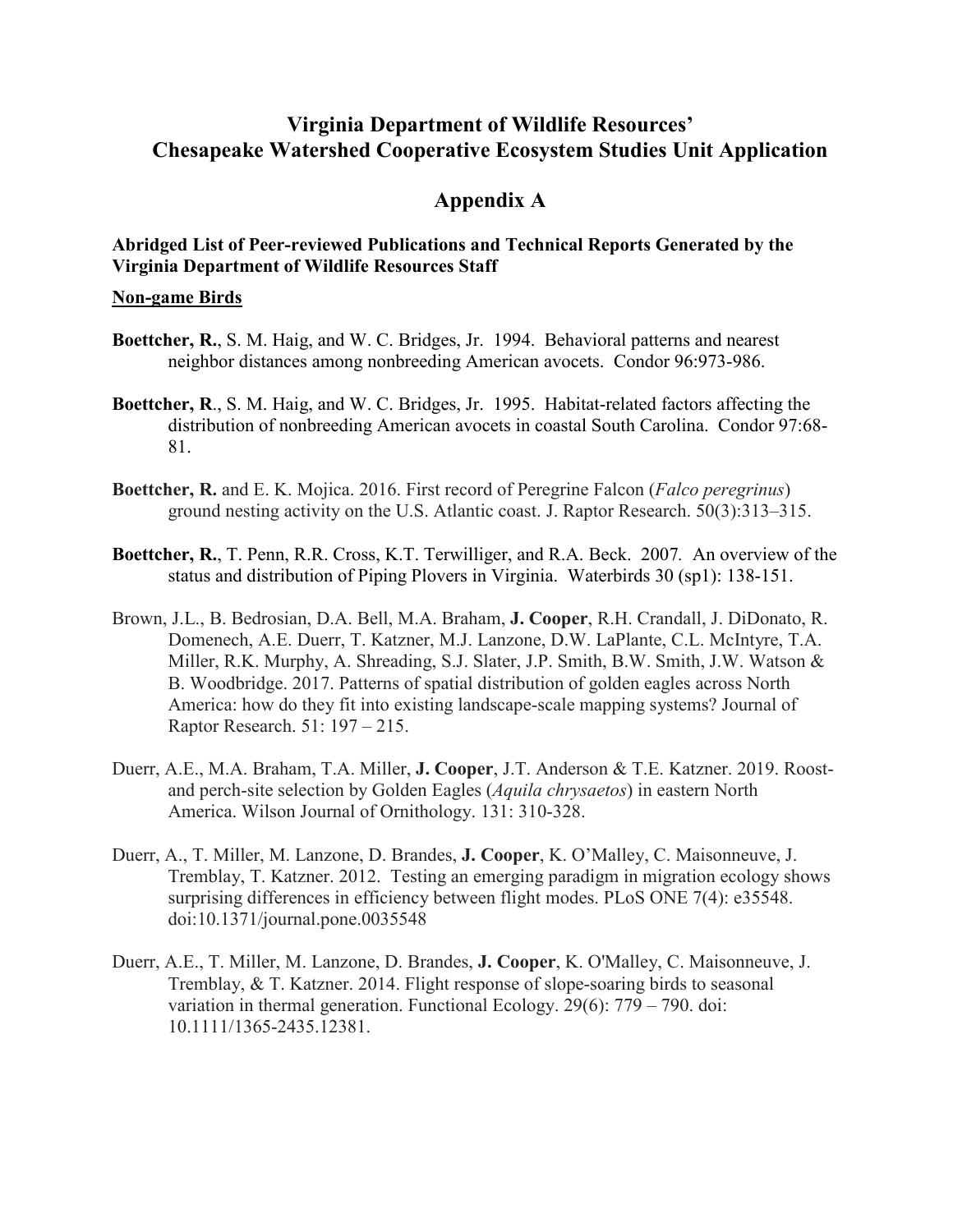# Virginia Department of Wildlife Resources' Chesapeake Watershed Cooperative Ecosystem Studies Unit Application

## Appendix A

### Abridged List of Peer-reviewed Publications and Technical Reports Generated by the Virginia Department of Wildlife Resources Staff

**Non-game Birds**

**Boettcher, R.**, S. M. Haig, and W. C. Bridges, Jr. 1994. Behavioral patterns and nearest neighbor distances among nonbreeding American avocets. Condor 96:973-986.

**Boettcher, R**., S. M. Haig, and W. C. Bridges, Jr. 1995. Habitat-related factors affecting the distribution of nonbreeding American avocets in coastal South Carolina. Condor 97:68-81.

**Boettcher, R.** and E. K. Mojica. 2016. First record of Peregrine Falcon (*Falco peregrinus*) ground nesting activity on the U.S. Atlantic coast. J. Raptor Research. 50(3):313–315.

**Boettcher, R.**, T. Penn, R.R. Cross, K.T. Terwilliger, and R.A. Beck. 2007*.* An overview of the status and distribution of Piping Plovers in Virginia. Waterbirds 30 (sp1): 138-151.

Brown, J.L., B. Bedrosian, D.A. Bell, M.A. Braham, **J. Cooper**, R.H. Crandall, J. DiDonato, R. Domenech, A.E. Duerr, T. Katzner, M.J. Lanzone, D.W. LaPlante, C.L. McIntyre, T.A. Miller, R.K. Murphy, A. Shreading, S.J. Slater, J.P. Smith, B.W. Smith, J.W. Watson & B. Woodbridge. 2017. Patterns of spatial distribution of golden eagles across North America: how do they fit into existing landscape-scale mapping systems? Journal of Raptor Research. 51: 197 – 215.

Duerr, A.E., M.A. Braham, T.A. Miller, **J. Cooper**, J.T. Anderson & T.E. Katzner. 2019. Roost- and perch-site selection by Golden Eagles (*Aquila chrysaetos*) in eastern North America. Wilson Journal of Ornithology. 131: 310-328.

Duerr, A., T. Miller, M. Lanzone, D. Brandes, **J. Cooper**, K. O'Malley, C. Maisonneuve, J. Tremblay, T. Katzner. 2012. Testing an emerging paradigm in migration ecology shows surprising differences in efficiency between flight modes. PLoS ONE 7(4): e35548. doi:10.1371/journal.pone.0035548

Duerr, A.E., T. Miller, M. Lanzone, D. Brandes, **J. Cooper**, K. O'Malley, C. Maisonneuve, J. Tremblay, & T. Katzner. 2014. Flight response of slope-soaring birds to seasonal variation in thermal generation. Functional Ecology. 29(6): 779 – 790. doi: 10.1111/1365-2435.12381.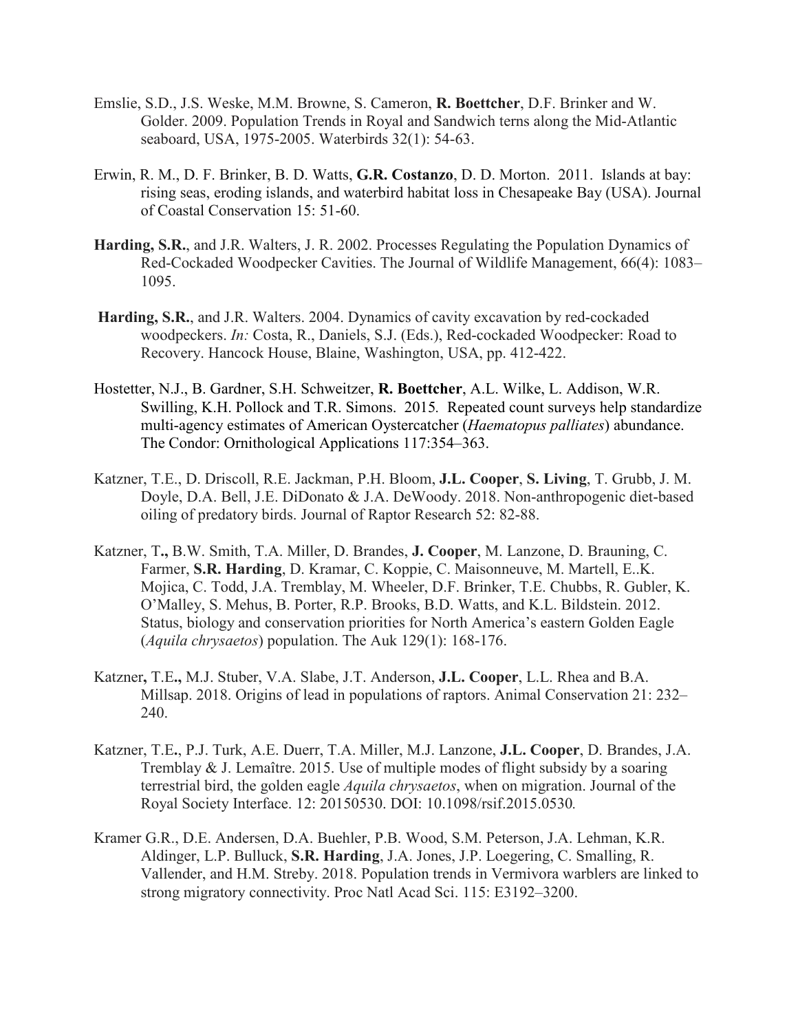Emslie, S.D., J.S. Weske, M.M. Browne, S. Cameron, **R. Boettcher**, D.F. Brinker and W. Golder. 2009. Population Trends in Royal and Sandwich terns along the Mid-Atlantic seaboard, USA, 1975-2005. Waterbirds 32(1): 54-63.

Erwin, R. M., D. F. Brinker, B. D. Watts, **G.R. Costanzo**, D. D. Morton. 2011. Islands at bay: rising seas, eroding islands, and waterbird habitat loss in Chesapeake Bay (USA). Journal of Coastal Conservation 15: 51-60.

**Harding, S.R.**, and J.R. Walters, J. R. 2002. Processes Regulating the Population Dynamics of Red-Cockaded Woodpecker Cavities. The Journal of Wildlife Management, 66(4): 1083–1095.

**Harding, S.R.**, and J.R. Walters. 2004. Dynamics of cavity excavation by red-cockaded woodpeckers. *In:* Costa, R., Daniels, S.J. (Eds.), Red-cockaded Woodpecker: Road to Recovery. Hancock House, Blaine, Washington, USA, pp. 412-422.

Hostetter, N.J., B. Gardner, S.H. Schweitzer, **R. Boettcher**, A.L. Wilke, L. Addison, W.R. Swilling, K.H. Pollock and T.R. Simons. 2015. Repeated count surveys help standardize multi-agency estimates of American Oystercatcher (*Haematopus palliates*) abundance. The Condor: Ornithological Applications 117:354–363.

Katzner, T.E., D. Driscoll, R.E. Jackman, P.H. Bloom, **J.L. Cooper**, **S. Living**, T. Grubb, J. M. Doyle, D.A. Bell, J.E. DiDonato & J.A. DeWoody. 2018. Non-anthropogenic diet-based oiling of predatory birds. Journal of Raptor Research 52: 82-88.

Katzner, T**.,** B.W. Smith, T.A. Miller, D. Brandes, **J. Cooper**, M. Lanzone, D. Brauning, C. Farmer, **S.R. Harding**, D. Kramar, C. Koppie, C. Maisonneuve, M. Martell, E..K. Mojica, C. Todd, J.A. Tremblay, M. Wheeler, D.F. Brinker, T.E. Chubbs, R. Gubler, K. O'Malley, S. Mehus, B. Porter, R.P. Brooks, B.D. Watts, and K.L. Bildstein. 2012. Status, biology and conservation priorities for North America's eastern Golden Eagle (*Aquila chrysaetos*) population. The Auk 129(1): 168-176.

Katzner**,** T.E**.,** M.J. Stuber, V.A. Slabe, J.T. Anderson, **J.L. Cooper**, L.L. Rhea and B.A. Millsap. 2018. Origins of lead in populations of raptors. Animal Conservation 21: 232–240.

Katzner, T.E**.**, P.J. Turk, A.E. Duerr, T.A. Miller, M.J. Lanzone, **J.L. Cooper**, D. Brandes, J.A. Tremblay & J. Lemaître. 2015. Use of multiple modes of flight subsidy by a soaring terrestrial bird, the golden eagle *Aquila chrysaetos*, when on migration. Journal of the Royal Society Interface. 12: 20150530. DOI: 10.1098/rsif.2015.0530*.*

Kramer G.R., D.E. Andersen, D.A. Buehler, P.B. Wood, S.M. Peterson, J.A. Lehman, K.R. Aldinger, L.P. Bulluck, **S.R. Harding**, J.A. Jones, J.P. Loegering, C. Smalling, R. Vallender, and H.M. Streby. 2018. Population trends in Vermivora warblers are linked to strong migratory connectivity. Proc Natl Acad Sci. 115: E3192–3200.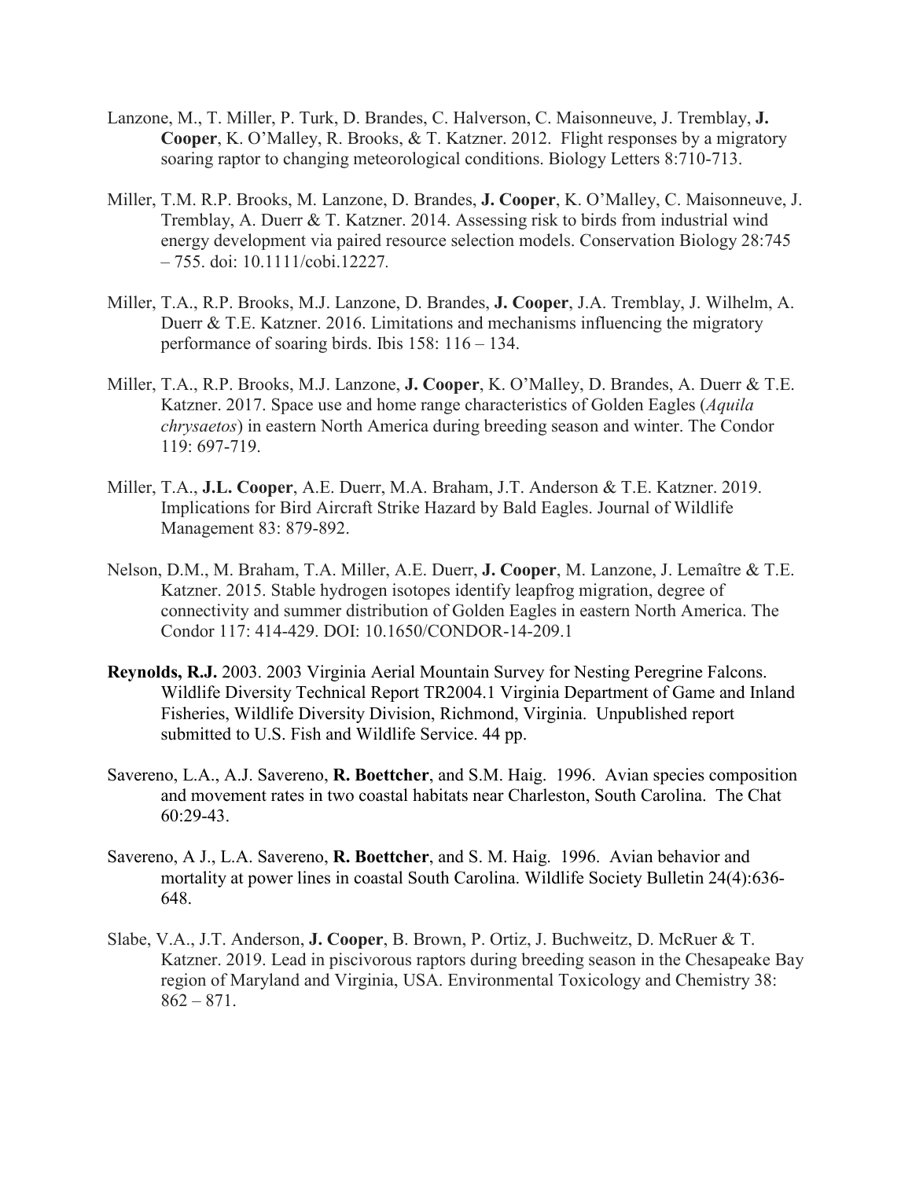Lanzone, M., T. Miller, P. Turk, D. Brandes, C. Halverson, C. Maisonneuve, J. Tremblay, **J. Cooper**, K. O'Malley, R. Brooks, & T. Katzner. 2012. Flight responses by a migratory soaring raptor to changing meteorological conditions. Biology Letters 8:710-713.

Miller, T.M. R.P. Brooks, M. Lanzone, D. Brandes, **J. Cooper**, K. O'Malley, C. Maisonneuve, J. Tremblay, A. Duerr & T. Katzner. 2014. Assessing risk to birds from industrial wind energy development via paired resource selection models. Conservation Biology 28:745 – 755. doi: 10.1111/cobi.12227.

Miller, T.A., R.P. Brooks, M.J. Lanzone, D. Brandes, **J. Cooper**, J.A. Tremblay, J. Wilhelm, A. Duerr & T.E. Katzner. 2016. Limitations and mechanisms influencing the migratory performance of soaring birds. Ibis 158: 116 – 134.

Miller, T.A., R.P. Brooks, M.J. Lanzone, **J. Cooper**, K. O'Malley, D. Brandes, A. Duerr & T.E. Katzner. 2017. Space use and home range characteristics of Golden Eagles (*Aquila chrysaetos*) in eastern North America during breeding season and winter. The Condor 119: 697-719.

Miller, T.A., **J.L. Cooper**, A.E. Duerr, M.A. Braham, J.T. Anderson & T.E. Katzner. 2019. Implications for Bird Aircraft Strike Hazard by Bald Eagles. Journal of Wildlife Management 83: 879-892.

Nelson, D.M., M. Braham, T.A. Miller, A.E. Duerr, **J. Cooper**, M. Lanzone, J. Lemaître & T.E. Katzner. 2015. Stable hydrogen isotopes identify leapfrog migration, degree of connectivity and summer distribution of Golden Eagles in eastern North America. The Condor 117: 414-429. DOI: 10.1650/CONDOR-14-209.1

**Reynolds, R.J.** 2003. 2003 Virginia Aerial Mountain Survey for Nesting Peregrine Falcons. Wildlife Diversity Technical Report TR2004.1 Virginia Department of Game and Inland Fisheries, Wildlife Diversity Division, Richmond, Virginia. Unpublished report submitted to U.S. Fish and Wildlife Service. 44 pp.

Savereno, L.A., A.J. Savereno, **R. Boettcher**, and S.M. Haig. 1996. Avian species composition and movement rates in two coastal habitats near Charleston, South Carolina. The Chat 60:29-43.

Savereno, A J., L.A. Savereno, **R. Boettcher**, and S. M. Haig. 1996. Avian behavior and mortality at power lines in coastal South Carolina. Wildlife Society Bulletin 24(4):636-648.

Slabe, V.A., J.T. Anderson, **J. Cooper**, B. Brown, P. Ortiz, J. Buchweitz, D. McRuer & T. Katzner. 2019. Lead in piscivorous raptors during breeding season in the Chesapeake Bay region of Maryland and Virginia, USA. Environmental Toxicology and Chemistry 38: 862 – 871.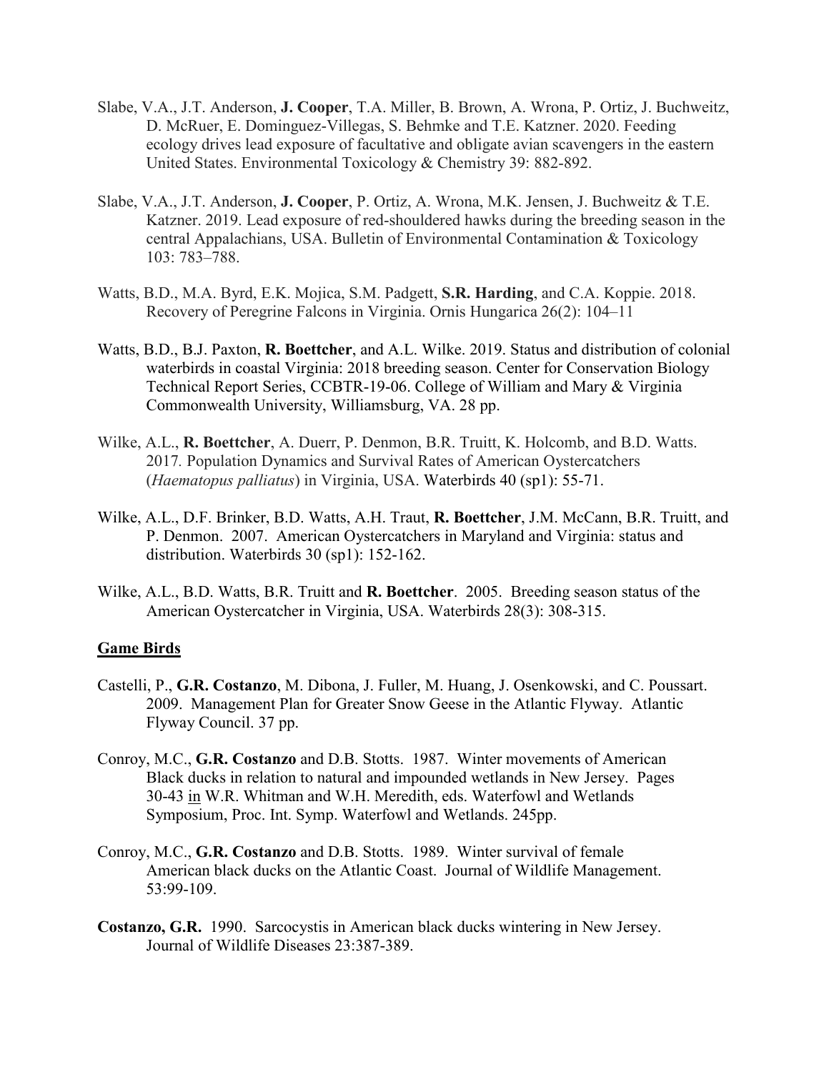Slabe, V.A., J.T. Anderson, **J. Cooper**, T.A. Miller, B. Brown, A. Wrona, P. Ortiz, J. Buchweitz, D. McRuer, E. Dominguez-Villegas, S. Behmke and T.E. Katzner. 2020. Feeding ecology drives lead exposure of facultative and obligate avian scavengers in the eastern United States. Environmental Toxicology & Chemistry 39: 882-892.

Slabe, V.A., J.T. Anderson, **J. Cooper**, P. Ortiz, A. Wrona, M.K. Jensen, J. Buchweitz & T.E. Katzner. 2019. Lead exposure of red-shouldered hawks during the breeding season in the central Appalachians, USA. Bulletin of Environmental Contamination & Toxicology 103: 783–788.

Watts, B.D., M.A. Byrd, E.K. Mojica, S.M. Padgett, **S.R. Harding**, and C.A. Koppie. 2018. Recovery of Peregrine Falcons in Virginia. Ornis Hungarica 26(2): 104–11

Watts, B.D., B.J. Paxton, **R. Boettcher**, and A.L. Wilke. 2019. Status and distribution of colonial waterbirds in coastal Virginia: 2018 breeding season. Center for Conservation Biology Technical Report Series, CCBTR-19-06. College of William and Mary & Virginia Commonwealth University, Williamsburg, VA. 28 pp.

Wilke, A.L., **R. Boettcher**, A. Duerr, P. Denmon, B.R. Truitt, K. Holcomb, and B.D. Watts. 2017. Population Dynamics and Survival Rates of American Oystercatchers (*Haematopus palliatus*) in Virginia, USA. Waterbirds 40 (sp1): 55-71.

Wilke, A.L., D.F. Brinker, B.D. Watts, A.H. Traut, **R. Boettcher**, J.M. McCann, B.R. Truitt, and P. Denmon. 2007. American Oystercatchers in Maryland and Virginia: status and distribution. Waterbirds 30 (sp1): 152-162.

Wilke, A.L., B.D. Watts, B.R. Truitt and **R. Boettcher**. 2005. Breeding season status of the American Oystercatcher in Virginia, USA. Waterbirds 28(3): 308-315.

## Game Birds

Castelli, P., **G.R. Costanzo**, M. Dibona, J. Fuller, M. Huang, J. Osenkowski, and C. Poussart. 2009. Management Plan for Greater Snow Geese in the Atlantic Flyway. Atlantic Flyway Council. 37 pp.

Conroy, M.C., **G.R. Costanzo** and D.B. Stotts. 1987. Winter movements of American Black ducks in relation to natural and impounded wetlands in New Jersey. Pages 30-43 in W.R. Whitman and W.H. Meredith, eds. Waterfowl and Wetlands Symposium, Proc. Int. Symp. Waterfowl and Wetlands. 245pp.

Conroy, M.C., **G.R. Costanzo** and D.B. Stotts. 1989. Winter survival of female American black ducks on the Atlantic Coast. Journal of Wildlife Management. 53:99-109.

**Costanzo, G.R.** 1990. Sarcocystis in American black ducks wintering in New Jersey. Journal of Wildlife Diseases 23:387-389.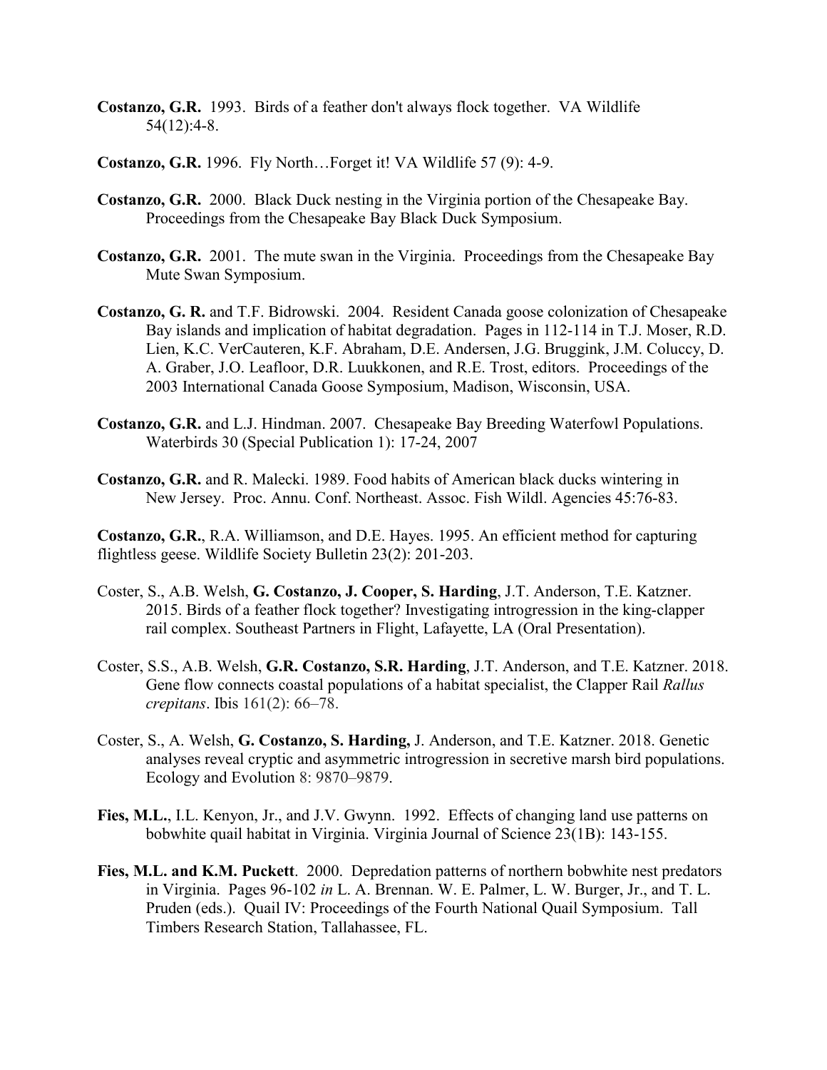**Costanzo, G.R.** 1993. Birds of a feather don't always flock together. VA Wildlife 54(12):4-8.

**Costanzo, G.R.** 1996. Fly North…Forget it! VA Wildlife 57 (9): 4-9.

**Costanzo, G.R.** 2000. Black Duck nesting in the Virginia portion of the Chesapeake Bay. Proceedings from the Chesapeake Bay Black Duck Symposium.

**Costanzo, G.R.** 2001. The mute swan in the Virginia. Proceedings from the Chesapeake Bay Mute Swan Symposium.

**Costanzo, G. R.** and T.F. Bidrowski. 2004. Resident Canada goose colonization of Chesapeake Bay islands and implication of habitat degradation. Pages in 112-114 in T.J. Moser, R.D. Lien, K.C. VerCauteren, K.F. Abraham, D.E. Andersen, J.G. Bruggink, J.M. Coluccy, D. A. Graber, J.O. Leafloor, D.R. Luukkonen, and R.E. Trost, editors. Proceedings of the 2003 International Canada Goose Symposium, Madison, Wisconsin, USA.

**Costanzo, G.R.** and L.J. Hindman. 2007. Chesapeake Bay Breeding Waterfowl Populations. Waterbirds 30 (Special Publication 1): 17-24, 2007

**Costanzo, G.R.** and R. Malecki. 1989. Food habits of American black ducks wintering in New Jersey. Proc. Annu. Conf. Northeast. Assoc. Fish Wildl. Agencies 45:76-83.

**Costanzo, G.R.**, R.A. Williamson, and D.E. Hayes. 1995. An efficient method for capturing flightless geese. Wildlife Society Bulletin 23(2): 201-203.

Coster, S., A.B. Welsh, **G. Costanzo, J. Cooper, S. Harding**, J.T. Anderson, T.E. Katzner. 2015. Birds of a feather flock together? Investigating introgression in the king-clapper rail complex. Southeast Partners in Flight, Lafayette, LA (Oral Presentation).

Coster, S.S., A.B. Welsh, **G.R. Costanzo, S.R. Harding**, J.T. Anderson, and T.E. Katzner. 2018. Gene flow connects coastal populations of a habitat specialist, the Clapper Rail *Rallus crepitans*. Ibis 161(2): 66–78.

Coster, S., A. Welsh, **G. Costanzo, S. Harding,** J. Anderson, and T.E. Katzner. 2018. Genetic analyses reveal cryptic and asymmetric introgression in secretive marsh bird populations. Ecology and Evolution 8: 9870–9879.

**Fies, M.L.**, I.L. Kenyon, Jr., and J.V. Gwynn. 1992. Effects of changing land use patterns on bobwhite quail habitat in Virginia. Virginia Journal of Science 23(1B): 143-155.

**Fies, M.L. and K.M. Puckett**. 2000. Depredation patterns of northern bobwhite nest predators in Virginia. Pages 96-102 *in* L. A. Brennan. W. E. Palmer, L. W. Burger, Jr., and T. L. Pruden (eds.). Quail IV: Proceedings of the Fourth National Quail Symposium. Tall Timbers Research Station, Tallahassee, FL.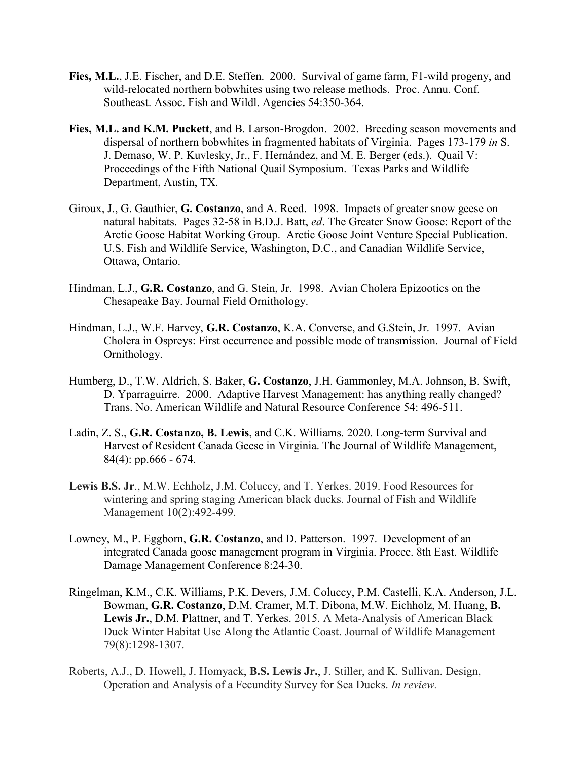**Fies, M.L.**, J.E. Fischer, and D.E. Steffen. 2000. Survival of game farm, F1-wild progeny, and wild-relocated northern bobwhites using two release methods. Proc. Annu. Conf. Southeast. Assoc. Fish and Wildl. Agencies 54:350-364.

**Fies, M.L. and K.M. Puckett**, and B. Larson-Brogdon. 2002. Breeding season movements and dispersal of northern bobwhites in fragmented habitats of Virginia. Pages 173-179 *in* S. J. Demaso, W. P. Kuvlesky, Jr., F. Hernández, and M. E. Berger (eds.). Quail V: Proceedings of the Fifth National Quail Symposium. Texas Parks and Wildlife Department, Austin, TX.

Giroux, J., G. Gauthier, **G. Costanzo**, and A. Reed. 1998. Impacts of greater snow geese on natural habitats. Pages 32-58 in B.D.J. Batt, *ed*. The Greater Snow Goose: Report of the Arctic Goose Habitat Working Group. Arctic Goose Joint Venture Special Publication. U.S. Fish and Wildlife Service, Washington, D.C., and Canadian Wildlife Service, Ottawa, Ontario.

Hindman, L.J., **G.R. Costanzo**, and G. Stein, Jr. 1998. Avian Cholera Epizootics on the Chesapeake Bay. Journal Field Ornithology.

Hindman, L.J., W.F. Harvey, **G.R. Costanzo**, K.A. Converse, and G.Stein, Jr. 1997. Avian Cholera in Ospreys: First occurrence and possible mode of transmission. Journal of Field Ornithology.

Humberg, D., T.W. Aldrich, S. Baker, **G. Costanzo**, J.H. Gammonley, M.A. Johnson, B. Swift, D. Yparraguirre. 2000. Adaptive Harvest Management: has anything really changed? Trans. No. American Wildlife and Natural Resource Conference 54: 496-511.

Ladin, Z. S., **G.R. Costanzo, B. Lewis**, and C.K. Williams. 2020. Long-term Survival and Harvest of Resident Canada Geese in Virginia. The Journal of Wildlife Management, 84(4): pp.666 - 674.

**Lewis B.S. Jr**., M.W. Echholz, J.M. Coluccy, and T. Yerkes. 2019. Food Resources for wintering and spring staging American black ducks. Journal of Fish and Wildlife Management 10(2):492-499.

Lowney, M., P. Eggborn, **G.R. Costanzo**, and D. Patterson. 1997. Development of an integrated Canada goose management program in Virginia. Procee. 8th East. Wildlife Damage Management Conference 8:24-30.

Ringelman, K.M., C.K. Williams, P.K. Devers, J.M. Coluccy, P.M. Castelli, K.A. Anderson, J.L. Bowman, **G.R. Costanzo**, D.M. Cramer, M.T. Dibona, M.W. Eichholz, M. Huang, **B. Lewis Jr.**, D.M. Plattner, and T. Yerkes. 2015. A Meta-Analysis of American Black Duck Winter Habitat Use Along the Atlantic Coast. Journal of Wildlife Management 79(8):1298-1307.

Roberts, A.J., D. Howell, J. Homyack, **B.S. Lewis Jr.**, J. Stiller, and K. Sullivan. Design, Operation and Analysis of a Fecundity Survey for Sea Ducks. *In review.*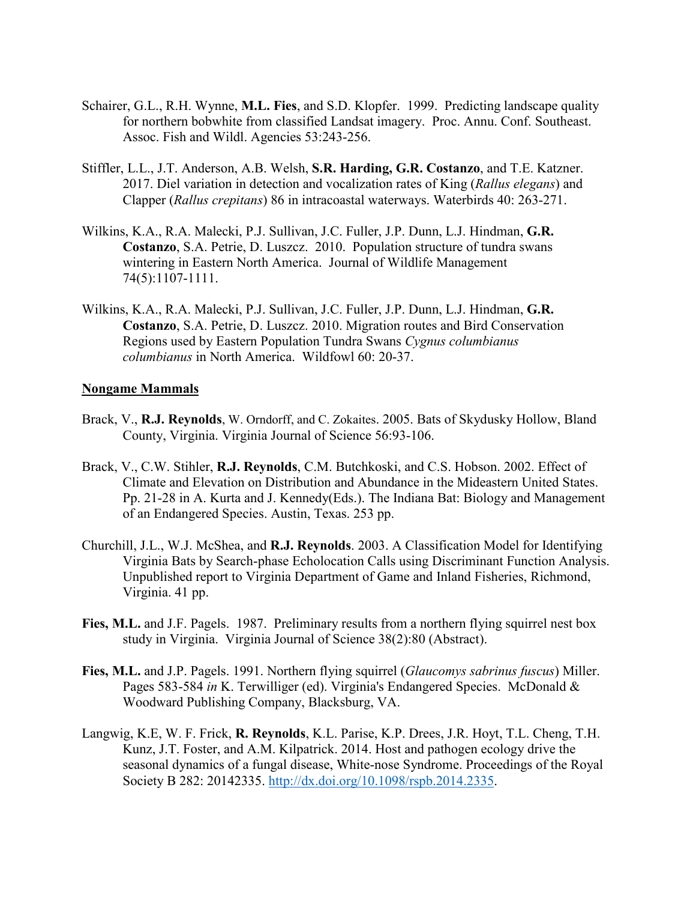Schairer, G.L., R.H. Wynne, **M.L. Fies**, and S.D. Klopfer. 1999. Predicting landscape quality for northern bobwhite from classified Landsat imagery. Proc. Annu. Conf. Southeast. Assoc. Fish and Wildl. Agencies 53:243-256.

Stiffler, L.L., J.T. Anderson, A.B. Welsh, **S.R. Harding, G.R. Costanzo**, and T.E. Katzner. 2017. Diel variation in detection and vocalization rates of King (*Rallus elegans*) and Clapper (*Rallus crepitans*) 86 in intracoastal waterways. Waterbirds 40: 263-271.

Wilkins, K.A., R.A. Malecki, P.J. Sullivan, J.C. Fuller, J.P. Dunn, L.J. Hindman, **G.R. Costanzo**, S.A. Petrie, D. Luszcz. 2010. Population structure of tundra swans wintering in Eastern North America. Journal of Wildlife Management 74(5):1107-1111.

Wilkins, K.A., R.A. Malecki, P.J. Sullivan, J.C. Fuller, J.P. Dunn, L.J. Hindman, **G.R. Costanzo**, S.A. Petrie, D. Luszcz. 2010. Migration routes and Bird Conservation Regions used by Eastern Population Tundra Swans *Cygnus columbianus columbianus* in North America. Wildfowl 60: 20-37.

## Nongame Mammals

Brack, V., **R.J. Reynolds**, W. Orndorff, and C. Zokaites. 2005. Bats of Skydusky Hollow, Bland County, Virginia. Virginia Journal of Science 56:93-106.

Brack, V., C.W. Stihler, **R.J. Reynolds**, C.M. Butchkoski, and C.S. Hobson. 2002. Effect of Climate and Elevation on Distribution and Abundance in the Mideastern United States. Pp. 21-28 in A. Kurta and J. Kennedy(Eds.). The Indiana Bat: Biology and Management of an Endangered Species. Austin, Texas. 253 pp.

Churchill, J.L., W.J. McShea, and **R.J. Reynolds**. 2003. A Classification Model for Identifying Virginia Bats by Search-phase Echolocation Calls using Discriminant Function Analysis. Unpublished report to Virginia Department of Game and Inland Fisheries, Richmond, Virginia. 41 pp.

**Fies, M.L.** and J.F. Pagels. 1987. Preliminary results from a northern flying squirrel nest box study in Virginia. Virginia Journal of Science 38(2):80 (Abstract).

**Fies, M.L.** and J.P. Pagels. 1991. Northern flying squirrel (*Glaucomys sabrinus fuscus*) Miller. Pages 583-584 *in* K. Terwilliger (ed). Virginia's Endangered Species. McDonald & Woodward Publishing Company, Blacksburg, VA.

Langwig, K.E, W. F. Frick, **R. Reynolds**, K.L. Parise, K.P. Drees, J.R. Hoyt, T.L. Cheng, T.H. Kunz, J.T. Foster, and A.M. Kilpatrick. 2014. Host and pathogen ecology drive the seasonal dynamics of a fungal disease, White-nose Syndrome. Proceedings of the Royal Society B 282: 20142335. http://dx.doi.org/10.1098/rspb.2014.2335.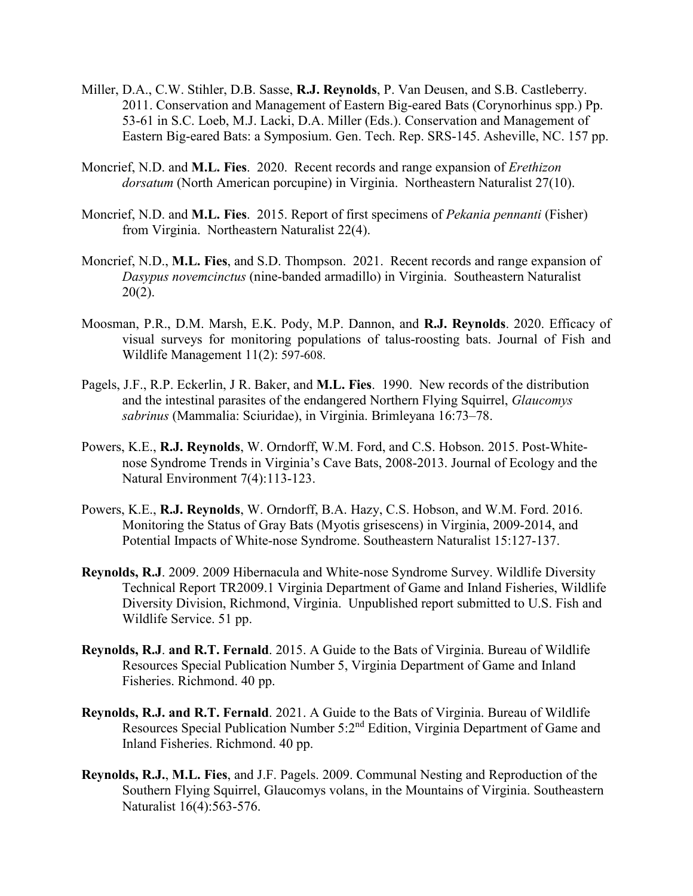Miller, D.A., C.W. Stihler, D.B. Sasse, **R.J. Reynolds**, P. Van Deusen, and S.B. Castleberry. 2011. Conservation and Management of Eastern Big-eared Bats (Corynorhinus spp.) Pp. 53-61 in S.C. Loeb, M.J. Lacki, D.A. Miller (Eds.). Conservation and Management of Eastern Big-eared Bats: a Symposium. Gen. Tech. Rep. SRS-145. Asheville, NC. 157 pp.

Moncrief, N.D. and **M.L. Fies**. 2020. Recent records and range expansion of *Erethizon dorsatum* (North American porcupine) in Virginia. Northeastern Naturalist 27(10).

Moncrief, N.D. and **M.L. Fies**. 2015. Report of first specimens of *Pekania pennanti* (Fisher) from Virginia. Northeastern Naturalist 22(4).

Moncrief, N.D., **M.L. Fies**, and S.D. Thompson. 2021. Recent records and range expansion of *Dasypus novemcinctus* (nine-banded armadillo) in Virginia. Southeastern Naturalist 20(2).

Moosman, P.R., D.M. Marsh, E.K. Pody, M.P. Dannon, and **R.J. Reynolds**. 2020. Efficacy of visual surveys for monitoring populations of talus-roosting bats. Journal of Fish and Wildlife Management 11(2): 597-608.

Pagels, J.F., R.P. Eckerlin, J R. Baker, and **M.L. Fies**. 1990. New records of the distribution and the intestinal parasites of the endangered Northern Flying Squirrel, *Glaucomys sabrinus* (Mammalia: Sciuridae), in Virginia. Brimleyana 16:73–78.

Powers, K.E., **R.J. Reynolds**, W. Orndorff, W.M. Ford, and C.S. Hobson. 2015. Post-White-nose Syndrome Trends in Virginia's Cave Bats, 2008-2013. Journal of Ecology and the Natural Environment 7(4):113-123.

Powers, K.E., **R.J. Reynolds**, W. Orndorff, B.A. Hazy, C.S. Hobson, and W.M. Ford. 2016. Monitoring the Status of Gray Bats (Myotis grisescens) in Virginia, 2009-2014, and Potential Impacts of White-nose Syndrome. Southeastern Naturalist 15:127-137.

**Reynolds, R.J**. 2009. 2009 Hibernacula and White-nose Syndrome Survey. Wildlife Diversity Technical Report TR2009.1 Virginia Department of Game and Inland Fisheries, Wildlife Diversity Division, Richmond, Virginia. Unpublished report submitted to U.S. Fish and Wildlife Service. 51 pp.

**Reynolds, R.J**. **and R.T. Fernald**. 2015. A Guide to the Bats of Virginia. Bureau of Wildlife Resources Special Publication Number 5, Virginia Department of Game and Inland Fisheries. Richmond. 40 pp.

**Reynolds, R.J. and R.T. Fernald**. 2021. A Guide to the Bats of Virginia. Bureau of Wildlife Resources Special Publication Number 5:2nd Edition, Virginia Department of Game and Inland Fisheries. Richmond. 40 pp.

**Reynolds, R.J.**, **M.L. Fies**, and J.F. Pagels. 2009. Communal Nesting and Reproduction of the Southern Flying Squirrel, Glaucomys volans, in the Mountains of Virginia. Southeastern Naturalist 16(4):563-576.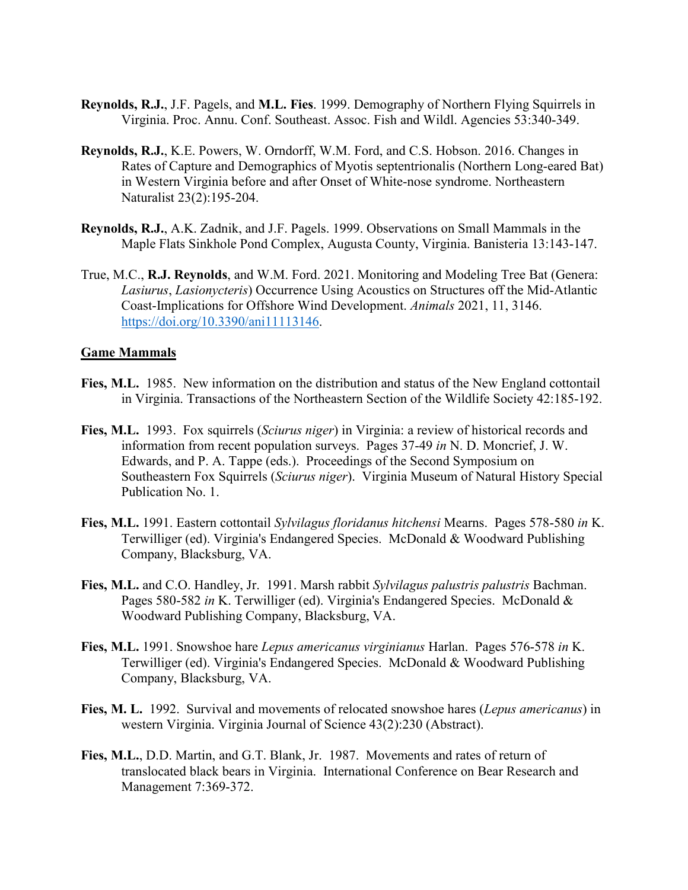**Reynolds, R.J.**, J.F. Pagels, and **M.L. Fies**. 1999. Demography of Northern Flying Squirrels in Virginia. Proc. Annu. Conf. Southeast. Assoc. Fish and Wildl. Agencies 53:340-349.

**Reynolds, R.J.**, K.E. Powers, W. Orndorff, W.M. Ford, and C.S. Hobson. 2016. Changes in Rates of Capture and Demographics of Myotis septentrionalis (Northern Long-eared Bat) in Western Virginia before and after Onset of White-nose syndrome. Northeastern Naturalist 23(2):195-204.

**Reynolds, R.J.**, A.K. Zadnik, and J.F. Pagels. 1999. Observations on Small Mammals in the Maple Flats Sinkhole Pond Complex, Augusta County, Virginia. Banisteria 13:143-147.

True, M.C., **R.J. Reynolds**, and W.M. Ford. 2021. Monitoring and Modeling Tree Bat (Genera: *Lasiurus*, *Lasionycteris*) Occurrence Using Acoustics on Structures off the Mid-Atlantic Coast-Implications for Offshore Wind Development. *Animals* 2021, 11, 3146. https://doi.org/10.3390/ani11113146.

## Game Mammals

**Fies, M.L.** 1985. New information on the distribution and status of the New England cottontail in Virginia. Transactions of the Northeastern Section of the Wildlife Society 42:185-192.

**Fies, M.L.** 1993. Fox squirrels (*Sciurus niger*) in Virginia: a review of historical records and information from recent population surveys. Pages 37-49 *in* N. D. Moncrief, J. W. Edwards, and P. A. Tappe (eds.). Proceedings of the Second Symposium on Southeastern Fox Squirrels (*Sciurus niger*). Virginia Museum of Natural History Special Publication No. 1.

**Fies, M.L.** 1991. Eastern cottontail *Sylvilagus floridanus hitchensi* Mearns. Pages 578-580 *in* K. Terwilliger (ed). Virginia's Endangered Species. McDonald & Woodward Publishing Company, Blacksburg, VA.

**Fies, M.L.** and C.O. Handley, Jr. 1991. Marsh rabbit *Sylvilagus palustris palustris* Bachman. Pages 580-582 *in* K. Terwilliger (ed). Virginia's Endangered Species. McDonald & Woodward Publishing Company, Blacksburg, VA.

**Fies, M.L.** 1991. Snowshoe hare *Lepus americanus virginianus* Harlan. Pages 576-578 *in* K. Terwilliger (ed). Virginia's Endangered Species. McDonald & Woodward Publishing Company, Blacksburg, VA.

**Fies, M. L.** 1992. Survival and movements of relocated snowshoe hares (*Lepus americanus*) in western Virginia. Virginia Journal of Science 43(2):230 (Abstract).

**Fies, M.L.**, D.D. Martin, and G.T. Blank, Jr. 1987. Movements and rates of return of translocated black bears in Virginia. International Conference on Bear Research and Management 7:369-372.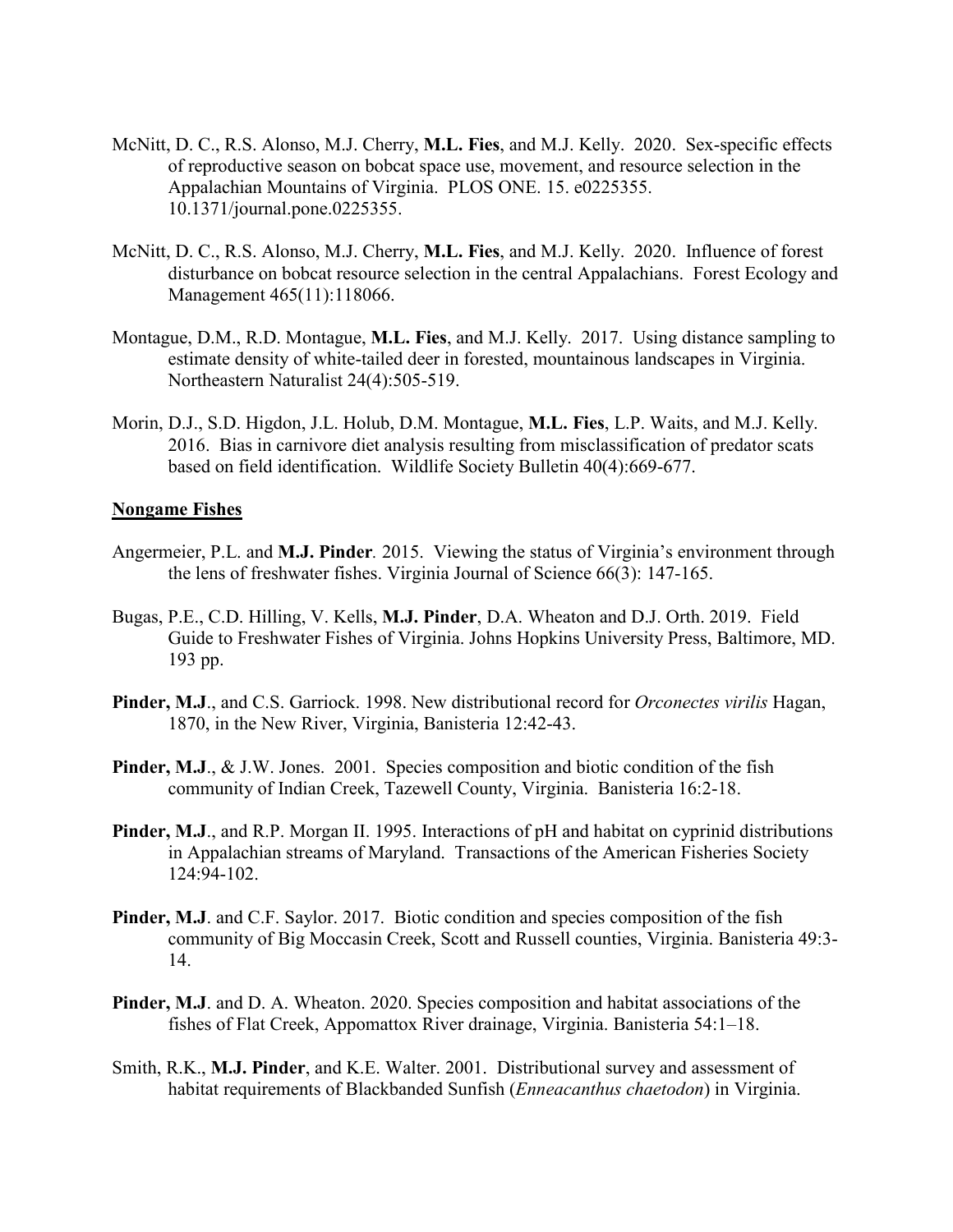McNitt, D. C., R.S. Alonso, M.J. Cherry, **M.L. Fies**, and M.J. Kelly. 2020. Sex-specific effects of reproductive season on bobcat space use, movement, and resource selection in the Appalachian Mountains of Virginia. PLOS ONE. 15. e0225355. 10.1371/journal.pone.0225355.

McNitt, D. C., R.S. Alonso, M.J. Cherry, **M.L. Fies**, and M.J. Kelly. 2020. Influence of forest disturbance on bobcat resource selection in the central Appalachians. Forest Ecology and Management 465(11):118066.

Montague, D.M., R.D. Montague, **M.L. Fies**, and M.J. Kelly. 2017. Using distance sampling to estimate density of white-tailed deer in forested, mountainous landscapes in Virginia. Northeastern Naturalist 24(4):505-519.

Morin, D.J., S.D. Higdon, J.L. Holub, D.M. Montague, **M.L. Fies**, L.P. Waits, and M.J. Kelly. 2016. Bias in carnivore diet analysis resulting from misclassification of predator scats based on field identification. Wildlife Society Bulletin 40(4):669-677.

## Nongame Fishes

Angermeier, P.L. and **M.J. Pinder**. 2015. Viewing the status of Virginia's environment through the lens of freshwater fishes. Virginia Journal of Science 66(3): 147-165.

Bugas, P.E., C.D. Hilling, V. Kells, **M.J. Pinder**, D.A. Wheaton and D.J. Orth. 2019. Field Guide to Freshwater Fishes of Virginia. Johns Hopkins University Press, Baltimore, MD. 193 pp.

**Pinder, M.J**., and C.S. Garriock. 1998. New distributional record for *Orconectes virilis* Hagan, 1870, in the New River, Virginia, Banisteria 12:42-43.

**Pinder, M.J**., & J.W. Jones. 2001. Species composition and biotic condition of the fish community of Indian Creek, Tazewell County, Virginia. Banisteria 16:2-18.

**Pinder, M.J**., and R.P. Morgan II. 1995. Interactions of pH and habitat on cyprinid distributions in Appalachian streams of Maryland. Transactions of the American Fisheries Society 124:94-102.

**Pinder, M.J**. and C.F. Saylor. 2017. Biotic condition and species composition of the fish community of Big Moccasin Creek, Scott and Russell counties, Virginia. Banisteria 49:3-14.

**Pinder, M.J**. and D. A. Wheaton. 2020. Species composition and habitat associations of the fishes of Flat Creek, Appomattox River drainage, Virginia. Banisteria 54:1–18.

Smith, R.K., **M.J. Pinder**, and K.E. Walter. 2001. Distributional survey and assessment of habitat requirements of Blackbanded Sunfish (*Enneacanthus chaetodon*) in Virginia.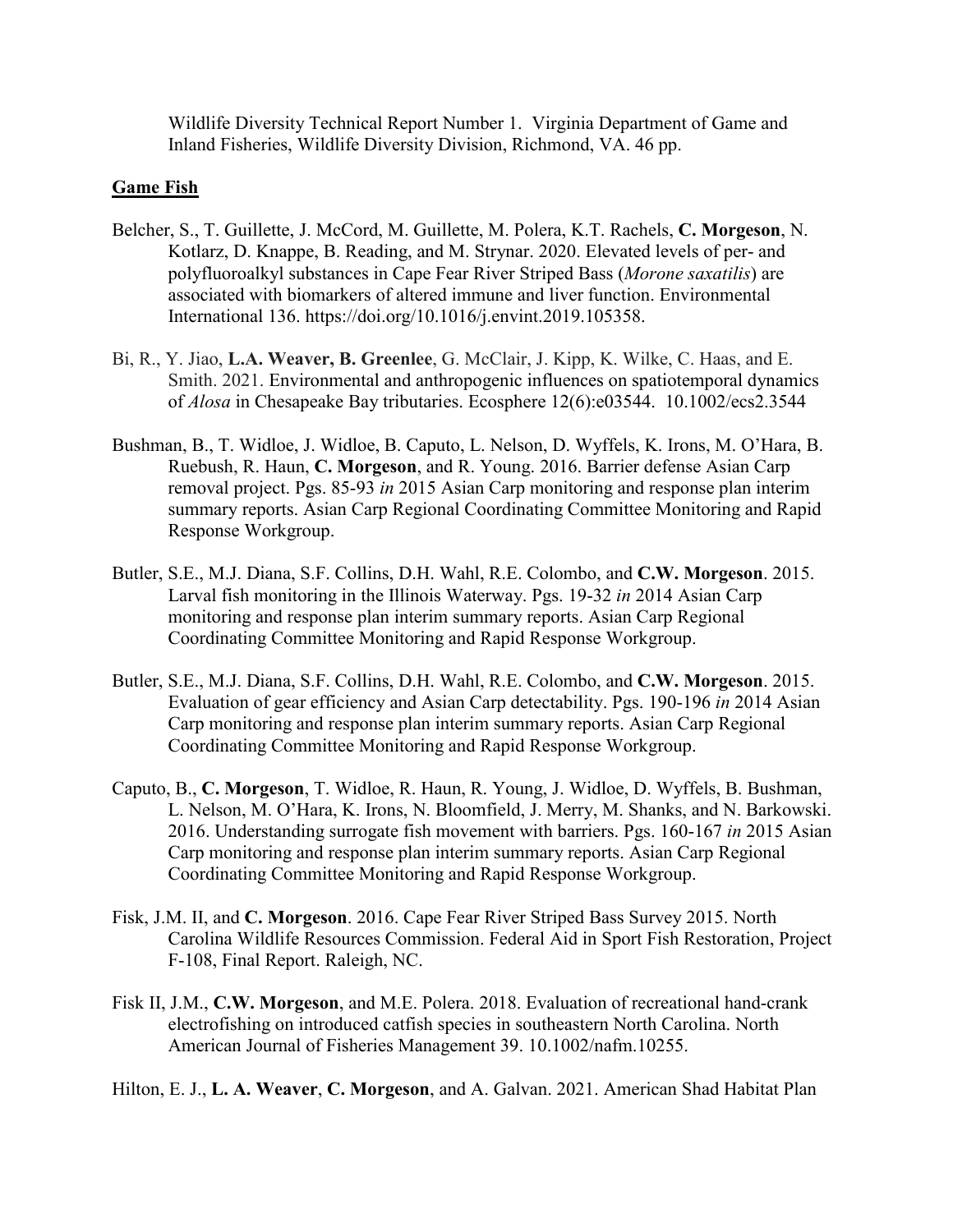Wildlife Diversity Technical Report Number 1. Virginia Department of Game and Inland Fisheries, Wildlife Diversity Division, Richmond, VA. 46 pp.

## Game Fish

Belcher, S., T. Guillette, J. McCord, M. Guillette, M. Polera, K.T. Rachels, **C. Morgeson**, N. Kotlarz, D. Knappe, B. Reading, and M. Strynar. 2020. Elevated levels of per- and polyfluoroalkyl substances in Cape Fear River Striped Bass (*Morone saxatilis*) are associated with biomarkers of altered immune and liver function. Environmental International 136. https://doi.org/10.1016/j.envint.2019.105358.

Bi, R., Y. Jiao, **L.A. Weaver, B. Greenlee**, G. McClair, J. Kipp, K. Wilke, C. Haas, and E. Smith. 2021. Environmental and anthropogenic influences on spatiotemporal dynamics of *Alosa* in Chesapeake Bay tributaries. Ecosphere 12(6):e03544. 10.1002/ecs2.3544

Bushman, B., T. Widloe, J. Widloe, B. Caputo, L. Nelson, D. Wyffels, K. Irons, M. O'Hara, B. Ruebush, R. Haun, **C. Morgeson**, and R. Young. 2016. Barrier defense Asian Carp removal project. Pgs. 85-93 *in* 2015 Asian Carp monitoring and response plan interim summary reports. Asian Carp Regional Coordinating Committee Monitoring and Rapid Response Workgroup.

Butler, S.E., M.J. Diana, S.F. Collins, D.H. Wahl, R.E. Colombo, and **C.W. Morgeson**. 2015. Larval fish monitoring in the Illinois Waterway. Pgs. 19-32 *in* 2014 Asian Carp monitoring and response plan interim summary reports. Asian Carp Regional Coordinating Committee Monitoring and Rapid Response Workgroup.

Butler, S.E., M.J. Diana, S.F. Collins, D.H. Wahl, R.E. Colombo, and **C.W. Morgeson**. 2015. Evaluation of gear efficiency and Asian Carp detectability. Pgs. 190-196 *in* 2014 Asian Carp monitoring and response plan interim summary reports. Asian Carp Regional Coordinating Committee Monitoring and Rapid Response Workgroup.

Caputo, B., **C. Morgeson**, T. Widloe, R. Haun, R. Young, J. Widloe, D. Wyffels, B. Bushman, L. Nelson, M. O'Hara, K. Irons, N. Bloomfield, J. Merry, M. Shanks, and N. Barkowski. 2016. Understanding surrogate fish movement with barriers. Pgs. 160-167 *in* 2015 Asian Carp monitoring and response plan interim summary reports. Asian Carp Regional Coordinating Committee Monitoring and Rapid Response Workgroup.

Fisk, J.M. II, and **C. Morgeson**. 2016. Cape Fear River Striped Bass Survey 2015. North Carolina Wildlife Resources Commission. Federal Aid in Sport Fish Restoration, Project F-108, Final Report. Raleigh, NC.

Fisk II, J.M., **C.W. Morgeson**, and M.E. Polera. 2018. Evaluation of recreational hand-crank electrofishing on introduced catfish species in southeastern North Carolina. North American Journal of Fisheries Management 39. 10.1002/nafm.10255.

Hilton, E. J., **L. A. Weaver**, **C. Morgeson**, and A. Galvan. 2021. American Shad Habitat Plan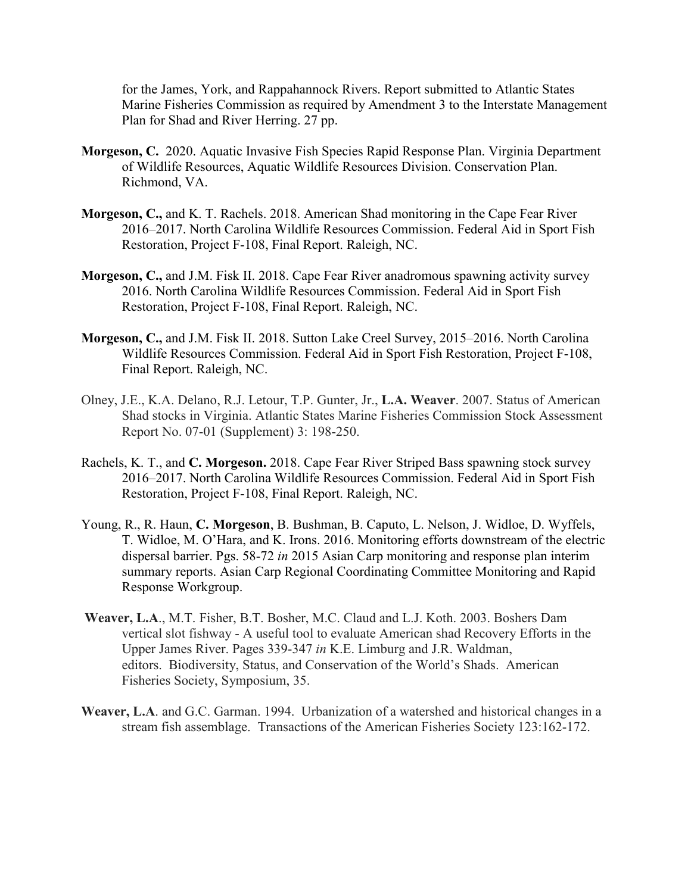for the James, York, and Rappahannock Rivers. Report submitted to Atlantic States Marine Fisheries Commission as required by Amendment 3 to the Interstate Management Plan for Shad and River Herring. 27 pp.

**Morgeson, C.** 2020. Aquatic Invasive Fish Species Rapid Response Plan. Virginia Department of Wildlife Resources, Aquatic Wildlife Resources Division. Conservation Plan. Richmond, VA.

**Morgeson, C.,** and K. T. Rachels. 2018. American Shad monitoring in the Cape Fear River 2016–2017. North Carolina Wildlife Resources Commission. Federal Aid in Sport Fish Restoration, Project F-108, Final Report. Raleigh, NC.

**Morgeson, C.,** and J.M. Fisk II. 2018. Cape Fear River anadromous spawning activity survey 2016. North Carolina Wildlife Resources Commission. Federal Aid in Sport Fish Restoration, Project F-108, Final Report. Raleigh, NC.

**Morgeson, C.,** and J.M. Fisk II. 2018. Sutton Lake Creel Survey, 2015–2016. North Carolina Wildlife Resources Commission. Federal Aid in Sport Fish Restoration, Project F-108, Final Report. Raleigh, NC.

Olney, J.E., K.A. Delano, R.J. Letour, T.P. Gunter, Jr., **L.A. Weaver**. 2007. Status of American Shad stocks in Virginia. Atlantic States Marine Fisheries Commission Stock Assessment Report No. 07-01 (Supplement) 3: 198-250.

Rachels, K. T., and **C. Morgeson.** 2018. Cape Fear River Striped Bass spawning stock survey 2016–2017. North Carolina Wildlife Resources Commission. Federal Aid in Sport Fish Restoration, Project F-108, Final Report. Raleigh, NC.

Young, R., R. Haun, **C. Morgeson**, B. Bushman, B. Caputo, L. Nelson, J. Widloe, D. Wyffels, T. Widloe, M. O'Hara, and K. Irons. 2016. Monitoring efforts downstream of the electric dispersal barrier. Pgs. 58-72 *in* 2015 Asian Carp monitoring and response plan interim summary reports. Asian Carp Regional Coordinating Committee Monitoring and Rapid Response Workgroup.

**Weaver, L.A**., M.T. Fisher, B.T. Bosher, M.C. Claud and L.J. Koth. 2003. Boshers Dam vertical slot fishway - A useful tool to evaluate American shad Recovery Efforts in the Upper James River. Pages 339-347 *in* K.E. Limburg and J.R. Waldman, editors. Biodiversity, Status, and Conservation of the World's Shads. American Fisheries Society, Symposium, 35.

**Weaver, L.A**. and G.C. Garman. 1994. Urbanization of a watershed and historical changes in a stream fish assemblage. Transactions of the American Fisheries Society 123:162-172.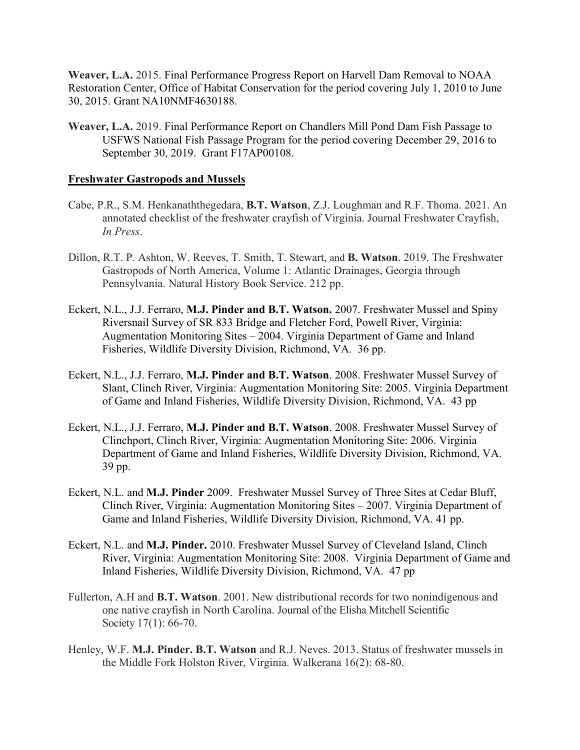**Weaver, L.A.** 2015. Final Performance Progress Report on Harvell Dam Removal to NOAA Restoration Center, Office of Habitat Conservation for the period covering July 1, 2010 to June 30, 2015. Grant NA10NMF4630188.

**Weaver, L.A.** 2019. Final Performance Report on Chandlers Mill Pond Dam Fish Passage to USFWS National Fish Passage Program for the period covering December 29, 2016 to September 30, 2019. Grant F17AP00108.

## Freshwater Gastropods and Mussels

Cabe, P.R., S.M. Henkanaththegedara, **B.T. Watson**, Z.J. Loughman and R.F. Thoma. 2021. An annotated checklist of the freshwater crayfish of Virginia. Journal Freshwater Crayfish, *In Press*.

Dillon, R.T. P. Ashton, W. Reeves, T. Smith, T. Stewart, and **B. Watson**. 2019. The Freshwater Gastropods of North America, Volume 1: Atlantic Drainages, Georgia through Pennsylvania. Natural History Book Service. 212 pp.

Eckert, N.L., J.J. Ferraro, **M.J. Pinder and B.T. Watson.** 2007. Freshwater Mussel and Spiny Riversnail Survey of SR 833 Bridge and Fletcher Ford, Powell River, Virginia: Augmentation Monitoring Sites – 2004. Virginia Department of Game and Inland Fisheries, Wildlife Diversity Division, Richmond, VA. 36 pp.

Eckert, N.L., J.J. Ferraro, **M.J. Pinder and B.T. Watson**. 2008. Freshwater Mussel Survey of Slant, Clinch River, Virginia: Augmentation Monitoring Site: 2005. Virginia Department of Game and Inland Fisheries, Wildlife Diversity Division, Richmond, VA. 43 pp

Eckert, N.L., J.J. Ferraro, **M.J. Pinder and B.T. Watson**. 2008. Freshwater Mussel Survey of Clinchport, Clinch River, Virginia: Augmentation Monitoring Site: 2006. Virginia Department of Game and Inland Fisheries, Wildlife Diversity Division, Richmond, VA. 39 pp.

Eckert, N.L. and **M.J. Pinder** 2009. Freshwater Mussel Survey of Three Sites at Cedar Bluff, Clinch River, Virginia: Augmentation Monitoring Sites – 2007. Virginia Department of Game and Inland Fisheries, Wildlife Diversity Division, Richmond, VA. 41 pp.

Eckert, N.L. and **M.J. Pinder.** 2010. Freshwater Mussel Survey of Cleveland Island, Clinch River, Virginia: Augmentation Monitoring Site: 2008. Virginia Department of Game and Inland Fisheries, Wildlife Diversity Division, Richmond, VA. 47 pp

Fullerton, A.H and **B.T. Watson**. 2001. New distributional records for two nonindigenous and one native crayfish in North Carolina. Journal of the Elisha Mitchell Scientific Society 17(1): 66-70.

Henley, W.F. **M.J. Pinder. B.T. Watson** and R.J. Neves. 2013. Status of freshwater mussels in the Middle Fork Holston River, Virginia. Walkerana 16(2): 68-80.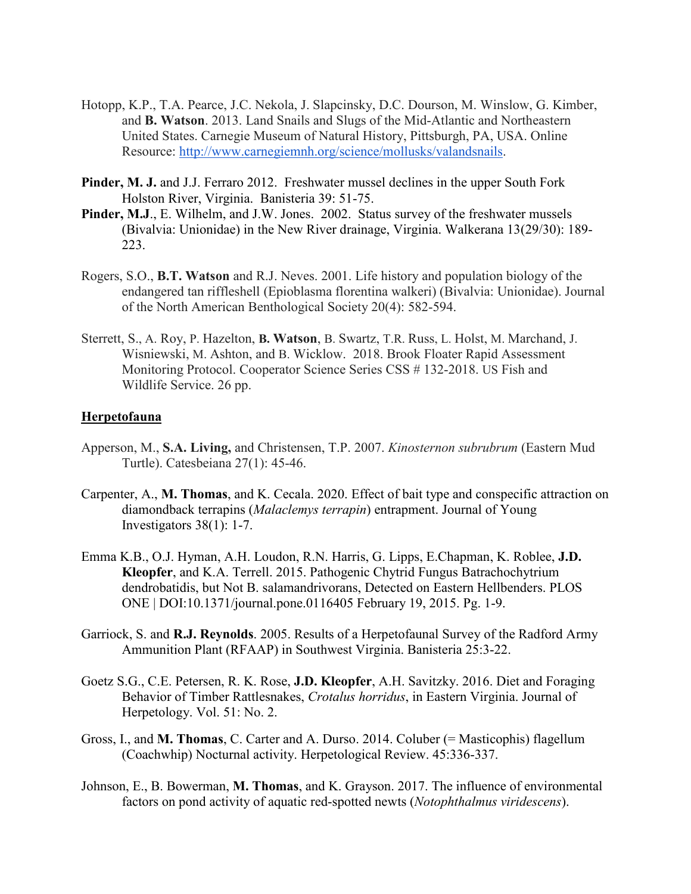Hotopp, K.P., T.A. Pearce, J.C. Nekola, J. Slapcinsky, D.C. Dourson, M. Winslow, G. Kimber, and **B. Watson**. 2013. Land Snails and Slugs of the Mid-Atlantic and Northeastern United States. Carnegie Museum of Natural History, Pittsburgh, PA, USA. Online Resource: http://www.carnegiemnh.org/science/mollusks/valandsnails.

**Pinder, M. J.** and J.J. Ferraro 2012. Freshwater mussel declines in the upper South Fork Holston River, Virginia. Banisteria 39: 51-75.

**Pinder, M.J**., E. Wilhelm, and J.W. Jones. 2002. Status survey of the freshwater mussels (Bivalvia: Unionidae) in the New River drainage, Virginia. Walkerana 13(29/30): 189-223.

Rogers, S.O., **B.T. Watson** and R.J. Neves. 2001. Life history and population biology of the endangered tan riffleshell (Epioblasma florentina walkeri) (Bivalvia: Unionidae). Journal of the North American Benthological Society 20(4): 582-594.

Sterrett, S., A. Roy, P. Hazelton, **B. Watson**, B. Swartz, T.R. Russ, L. Holst, M. Marchand, J. Wisniewski, M. Ashton, and B. Wicklow. 2018. Brook Floater Rapid Assessment Monitoring Protocol. Cooperator Science Series CSS # 132-2018. US Fish and Wildlife Service. 26 pp.

## Herpetofauna

Apperson, M., **S.A. Living,** and Christensen, T.P. 2007. *Kinosternon subrubrum* (Eastern Mud Turtle). Catesbeiana 27(1): 45-46.

Carpenter, A., **M. Thomas**, and K. Cecala. 2020. Effect of bait type and conspecific attraction on diamondback terrapins (*Malaclemys terrapin*) entrapment. Journal of Young Investigators 38(1): 1-7.

Emma K.B., O.J. Hyman, A.H. Loudon, R.N. Harris, G. Lipps, E.Chapman, K. Roblee, **J.D. Kleopfer**, and K.A. Terrell. 2015. Pathogenic Chytrid Fungus Batrachochytrium dendrobatidis, but Not B. salamandrivorans, Detected on Eastern Hellbenders. PLOS ONE | DOI:10.1371/journal.pone.0116405 February 19, 2015. Pg. 1-9.

Garriock, S. and **R.J. Reynolds**. 2005. Results of a Herpetofaunal Survey of the Radford Army Ammunition Plant (RFAAP) in Southwest Virginia. Banisteria 25:3-22.

Goetz S.G., C.E. Petersen, R. K. Rose, **J.D. Kleopfer**, A.H. Savitzky. 2016. Diet and Foraging Behavior of Timber Rattlesnakes, *Crotalus horridus*, in Eastern Virginia. Journal of Herpetology. Vol. 51: No. 2.

Gross, I., and **M. Thomas**, C. Carter and A. Durso. 2014. Coluber (= Masticophis) flagellum (Coachwhip) Nocturnal activity. Herpetological Review. 45:336-337.

Johnson, E., B. Bowerman, **M. Thomas**, and K. Grayson. 2017. The influence of environmental factors on pond activity of aquatic red-spotted newts (*Notophthalmus viridescens*).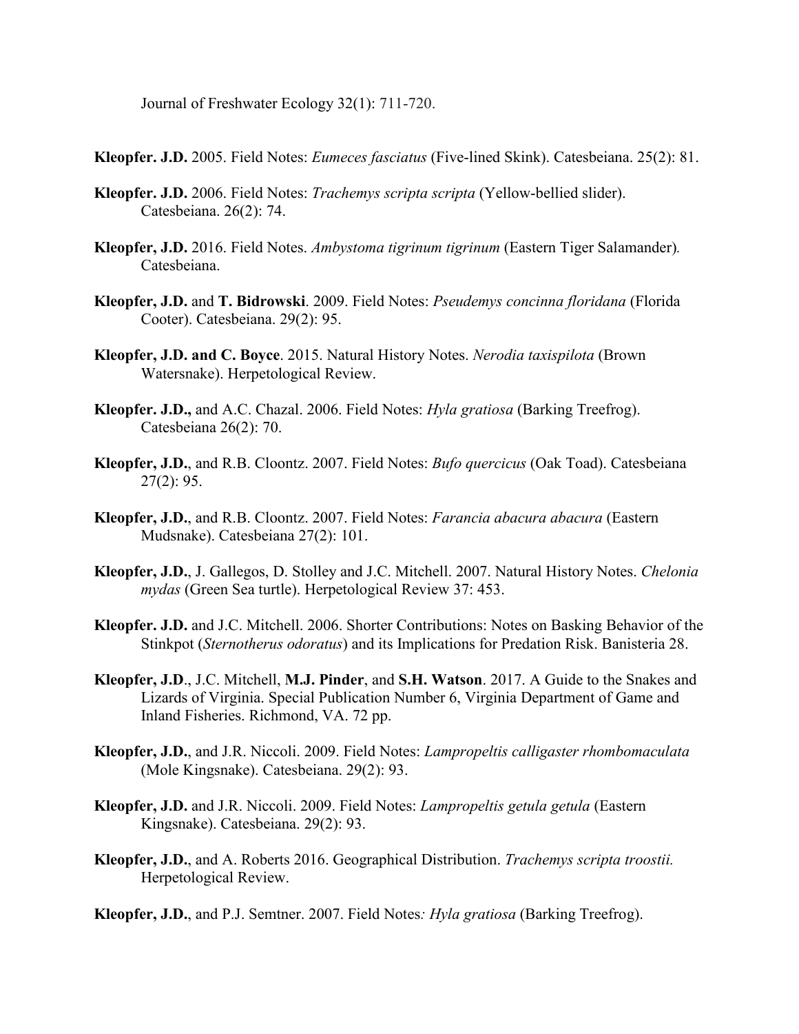Journal of Freshwater Ecology 32(1): 711-720.

**Kleopfer. J.D.** 2005. Field Notes: *Eumeces fasciatus* (Five-lined Skink). Catesbeiana. 25(2): 81.

**Kleopfer. J.D.** 2006. Field Notes: *Trachemys scripta scripta* (Yellow-bellied slider). Catesbeiana. 26(2): 74.

**Kleopfer, J.D.** 2016. Field Notes. *Ambystoma tigrinum tigrinum* (Eastern Tiger Salamander). Catesbeiana.

**Kleopfer, J.D.** and **T. Bidrowski**. 2009. Field Notes: *Pseudemys concinna floridana* (Florida Cooter). Catesbeiana. 29(2): 95.

**Kleopfer, J.D. and C. Boyce**. 2015. Natural History Notes. *Nerodia taxispilota* (Brown Watersnake). Herpetological Review.

**Kleopfer. J.D.,** and A.C. Chazal. 2006. Field Notes: *Hyla gratiosa* (Barking Treefrog). Catesbeiana 26(2): 70.

**Kleopfer, J.D.**, and R.B. Cloontz. 2007. Field Notes: *Bufo quercicus* (Oak Toad). Catesbeiana 27(2): 95.

**Kleopfer, J.D.**, and R.B. Cloontz. 2007. Field Notes: *Farancia abacura abacura* (Eastern Mudsnake). Catesbeiana 27(2): 101.

**Kleopfer, J.D.**, J. Gallegos, D. Stolley and J.C. Mitchell. 2007. Natural History Notes. *Chelonia mydas* (Green Sea turtle). Herpetological Review 37: 453.

**Kleopfer. J.D.** and J.C. Mitchell. 2006. Shorter Contributions: Notes on Basking Behavior of the Stinkpot (*Sternotherus odoratus*) and its Implications for Predation Risk. Banisteria 28.

**Kleopfer, J.D**., J.C. Mitchell, **M.J. Pinder**, and **S.H. Watson**. 2017. A Guide to the Snakes and Lizards of Virginia. Special Publication Number 6, Virginia Department of Game and Inland Fisheries. Richmond, VA. 72 pp.

**Kleopfer, J.D.**, and J.R. Niccoli. 2009. Field Notes: *Lampropeltis calligaster rhombomaculata* (Mole Kingsnake). Catesbeiana. 29(2): 93.

**Kleopfer, J.D.** and J.R. Niccoli. 2009. Field Notes: *Lampropeltis getula getula* (Eastern Kingsnake). Catesbeiana. 29(2): 93.

**Kleopfer, J.D.**, and A. Roberts 2016. Geographical Distribution. *Trachemys scripta troostii.* Herpetological Review.

**Kleopfer, J.D.**, and P.J. Semtner. 2007. Field Notes*: Hyla gratiosa* (Barking Treefrog).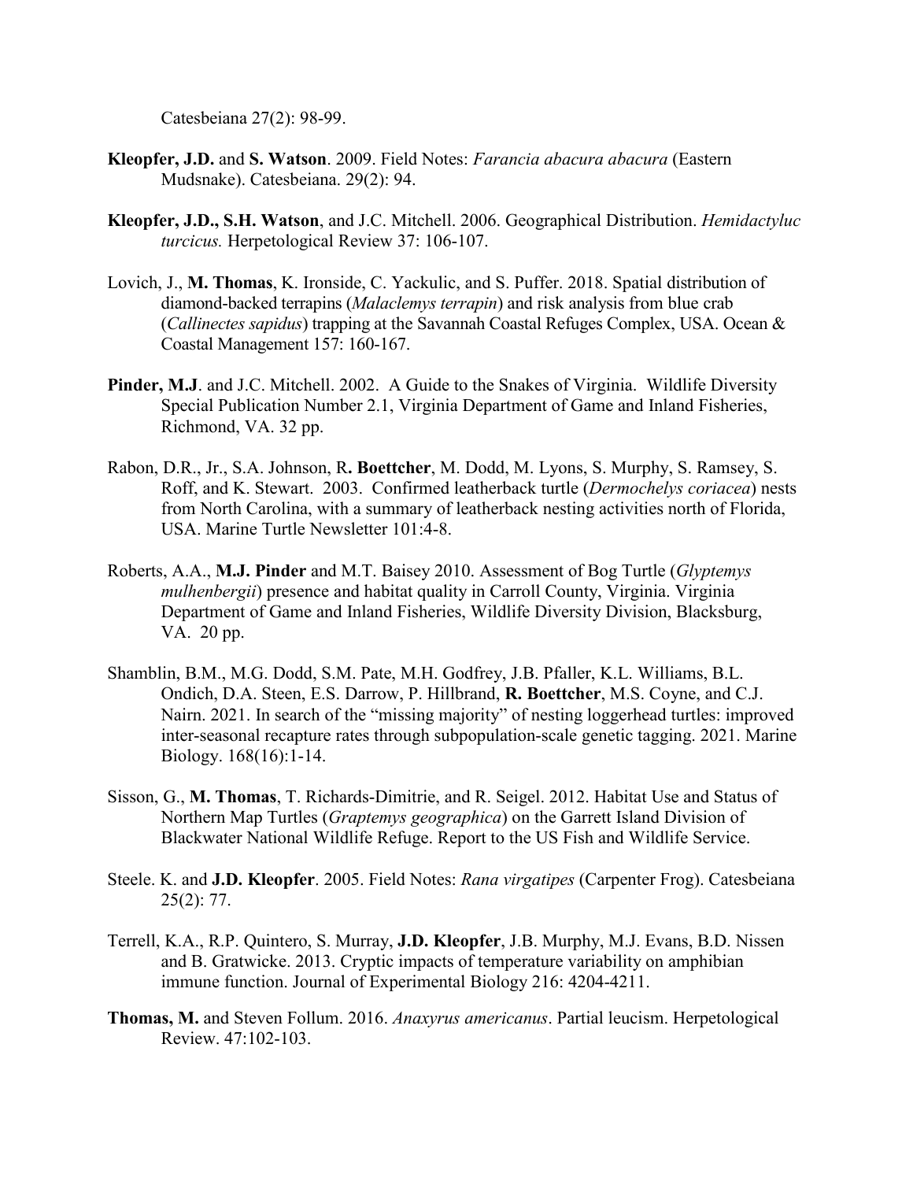Catesbeiana 27(2): 98-99.

**Kleopfer, J.D.** and **S. Watson**. 2009. Field Notes: *Farancia abacura abacura* (Eastern Mudsnake). Catesbeiana. 29(2): 94.

**Kleopfer, J.D., S.H. Watson**, and J.C. Mitchell. 2006. Geographical Distribution. *Hemidactyluc turcicus.* Herpetological Review 37: 106-107.

Lovich, J., **M. Thomas**, K. Ironside, C. Yackulic, and S. Puffer. 2018. Spatial distribution of diamond-backed terrapins (*Malaclemys terrapin*) and risk analysis from blue crab (*Callinectes sapidus*) trapping at the Savannah Coastal Refuges Complex, USA. Ocean & Coastal Management 157: 160-167.

**Pinder, M.J**. and J.C. Mitchell. 2002. A Guide to the Snakes of Virginia. Wildlife Diversity Special Publication Number 2.1, Virginia Department of Game and Inland Fisheries, Richmond, VA. 32 pp.

Rabon, D.R., Jr., S.A. Johnson, R**. Boettcher**, M. Dodd, M. Lyons, S. Murphy, S. Ramsey, S. Roff, and K. Stewart. 2003. Confirmed leatherback turtle (*Dermochelys coriacea*) nests from North Carolina, with a summary of leatherback nesting activities north of Florida, USA. Marine Turtle Newsletter 101:4-8.

Roberts, A.A., **M.J. Pinder** and M.T. Baisey 2010. Assessment of Bog Turtle (*Glyptemys mulhenbergii*) presence and habitat quality in Carroll County, Virginia. Virginia Department of Game and Inland Fisheries, Wildlife Diversity Division, Blacksburg, VA. 20 pp.

Shamblin, B.M., M.G. Dodd, S.M. Pate, M.H. Godfrey, J.B. Pfaller, K.L. Williams, B.L. Ondich, D.A. Steen, E.S. Darrow, P. Hillbrand, **R. Boettcher**, M.S. Coyne, and C.J. Nairn. 2021. In search of the "missing majority" of nesting loggerhead turtles: improved inter-seasonal recapture rates through subpopulation-scale genetic tagging. 2021. Marine Biology. 168(16):1-14.

Sisson, G., **M. Thomas**, T. Richards-Dimitrie, and R. Seigel. 2012. Habitat Use and Status of Northern Map Turtles (*Graptemys geographica*) on the Garrett Island Division of Blackwater National Wildlife Refuge. Report to the US Fish and Wildlife Service.

Steele. K. and **J.D. Kleopfer**. 2005. Field Notes: *Rana virgatipes* (Carpenter Frog). Catesbeiana 25(2): 77.

Terrell, K.A., R.P. Quintero, S. Murray, **J.D. Kleopfer**, J.B. Murphy, M.J. Evans, B.D. Nissen and B. Gratwicke. 2013. Cryptic impacts of temperature variability on amphibian immune function. Journal of Experimental Biology 216: 4204-4211.

**Thomas, M.** and Steven Follum. 2016. *Anaxyrus americanus*. Partial leucism. Herpetological Review. 47:102-103.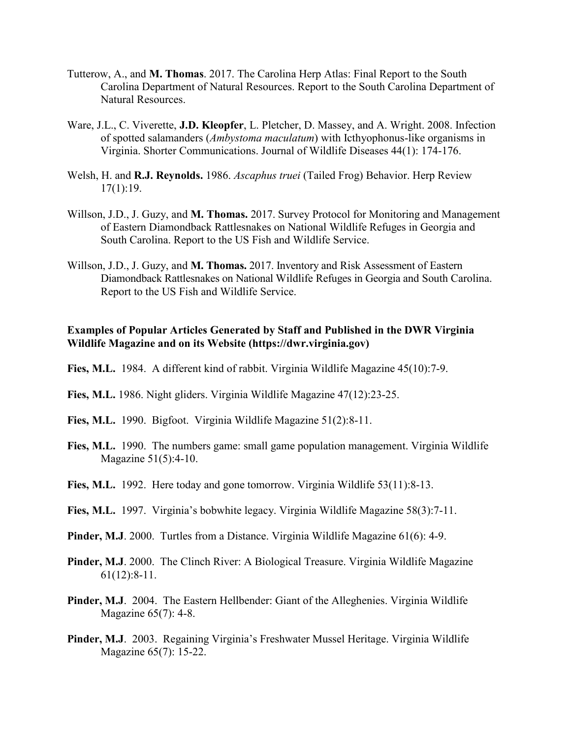Tutterow, A., and **M. Thomas**. 2017. The Carolina Herp Atlas: Final Report to the South Carolina Department of Natural Resources. Report to the South Carolina Department of Natural Resources.

Ware, J.L., C. Viverette, **J.D. Kleopfer**, L. Pletcher, D. Massey, and A. Wright. 2008. Infection of spotted salamanders (*Ambystoma maculatum*) with Icthyophonus-like organisms in Virginia. Shorter Communications. Journal of Wildlife Diseases 44(1): 174-176.

Welsh, H. and **R.J. Reynolds.** 1986. *Ascaphus truei* (Tailed Frog) Behavior. Herp Review 17(1):19.

Willson, J.D., J. Guzy, and **M. Thomas.** 2017. Survey Protocol for Monitoring and Management of Eastern Diamondback Rattlesnakes on National Wildlife Refuges in Georgia and South Carolina. Report to the US Fish and Wildlife Service.

Willson, J.D., J. Guzy, and **M. Thomas.** 2017. Inventory and Risk Assessment of Eastern Diamondback Rattlesnakes on National Wildlife Refuges in Georgia and South Carolina. Report to the US Fish and Wildlife Service.

**Examples of Popular Articles Generated by Staff and Published in the DWR Virginia Wildlife Magazine and on its Website (https://dwr.virginia.gov)**

**Fies, M.L.** 1984. A different kind of rabbit. Virginia Wildlife Magazine 45(10):7-9.

**Fies, M.L.** 1986. Night gliders. Virginia Wildlife Magazine 47(12):23-25.

**Fies, M.L.** 1990. Bigfoot. Virginia Wildlife Magazine 51(2):8-11.

**Fies, M.L.** 1990. The numbers game: small game population management. Virginia Wildlife Magazine 51(5):4-10.

**Fies, M.L.** 1992. Here today and gone tomorrow. Virginia Wildlife 53(11):8-13.

**Fies, M.L.** 1997. Virginia's bobwhite legacy. Virginia Wildlife Magazine 58(3):7-11.

**Pinder, M.J**. 2000. Turtles from a Distance. Virginia Wildlife Magazine 61(6): 4-9.

**Pinder, M.J**. 2000. The Clinch River: A Biological Treasure. Virginia Wildlife Magazine 61(12):8-11.

**Pinder, M.J**. 2004. The Eastern Hellbender: Giant of the Alleghenies. Virginia Wildlife Magazine 65(7): 4-8.

**Pinder, M.J**. 2003. Regaining Virginia's Freshwater Mussel Heritage. Virginia Wildlife Magazine 65(7): 15-22.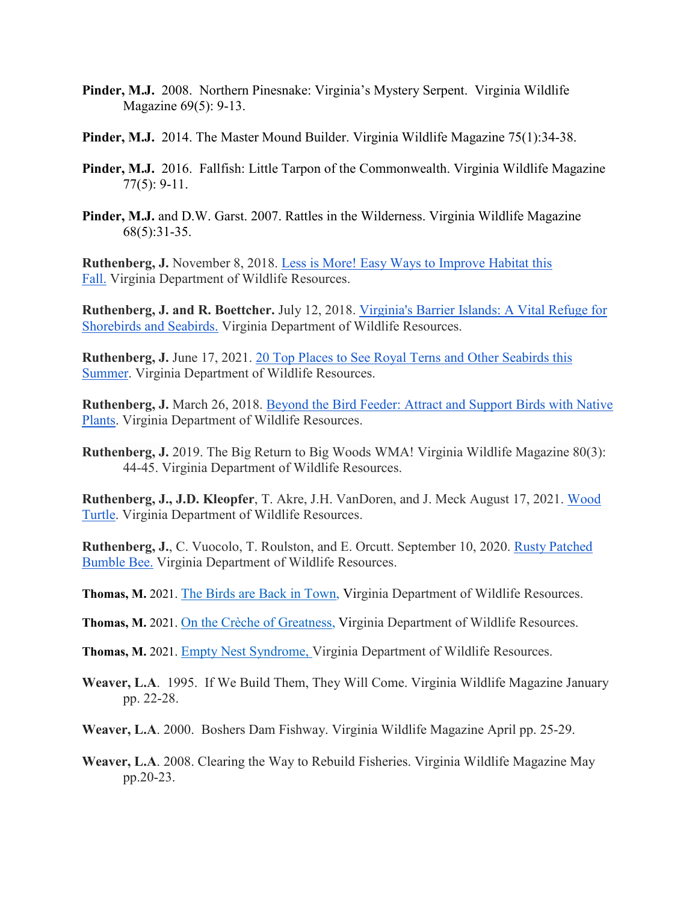**Pinder, M.J.** 2008. Northern Pinesnake: Virginia's Mystery Serpent. Virginia Wildlife Magazine 69(5): 9-13.

**Pinder, M.J.** 2014. The Master Mound Builder. Virginia Wildlife Magazine 75(1):34-38.

**Pinder, M.J.** 2016. Fallfish: Little Tarpon of the Commonwealth. Virginia Wildlife Magazine 77(5): 9-11.

**Pinder, M.J.** and D.W. Garst. 2007. Rattles in the Wilderness. Virginia Wildlife Magazine 68(5):31-35.

**Ruthenberg, J.** November 8, 2018. Less is More! Easy Ways to Improve Habitat this Fall. Virginia Department of Wildlife Resources.

**Ruthenberg, J. and R. Boettcher.** July 12, 2018. Virginia's Barrier Islands: A Vital Refuge for Shorebirds and Seabirds. Virginia Department of Wildlife Resources.

**Ruthenberg, J.** June 17, 2021. 20 Top Places to See Royal Terns and Other Seabirds this Summer. Virginia Department of Wildlife Resources.

**Ruthenberg, J.** March 26, 2018. Beyond the Bird Feeder: Attract and Support Birds with Native Plants. Virginia Department of Wildlife Resources.

**Ruthenberg, J.** 2019. The Big Return to Big Woods WMA! Virginia Wildlife Magazine 80(3): 44-45. Virginia Department of Wildlife Resources.

**Ruthenberg, J., J.D. Kleopfer**, T. Akre, J.H. VanDoren, and J. Meck August 17, 2021. Wood Turtle. Virginia Department of Wildlife Resources.

**Ruthenberg, J.**, C. Vuocolo, T. Roulston, and E. Orcutt. September 10, 2020. Rusty Patched Bumble Bee. Virginia Department of Wildlife Resources.

**Thomas, M.** 2021. The Birds are Back in Town, Virginia Department of Wildlife Resources.

**Thomas, M.** 2021. On the Crèche of Greatness, Virginia Department of Wildlife Resources.

**Thomas, M.** 2021. Empty Nest Syndrome, Virginia Department of Wildlife Resources.

**Weaver, L.A**. 1995. If We Build Them, They Will Come. Virginia Wildlife Magazine January pp. 22-28.

**Weaver, L.A**. 2000. Boshers Dam Fishway. Virginia Wildlife Magazine April pp. 25-29.

**Weaver, L.A**. 2008. Clearing the Way to Rebuild Fisheries. Virginia Wildlife Magazine May pp.20-23.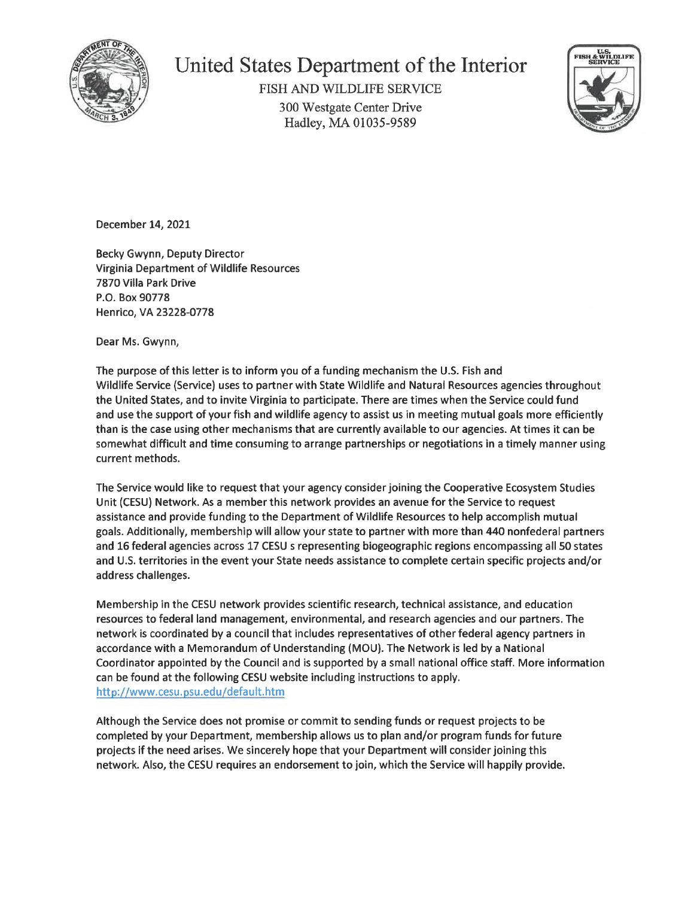# United States Department of the Interior

FISH AND WILDLIFE SERVICE
300 Westgate Center Drive
Hadley, MA 01035-9589

December 14, 2021

Becky Gwynn, Deputy Director
Virginia Department of Wildlife Resources
7870 Villa Park Drive
P.O. Box 90778
Henrico, VA 23228-0778

Dear Ms. Gwynn,

The purpose of this letter is to inform you of a funding mechanism the U.S. Fish and Wildlife Service (Service) uses to partner with State Wildlife and Natural Resources agencies throughout the United States, and to invite Virginia to participate. There are times when the Service could fund and use the support of your fish and wildlife agency to assist us in meeting mutual goals more efficiently than is the case using other mechanisms that are currently available to our agencies. At times it can be somewhat difficult and time consuming to arrange partnerships or negotiations in a timely manner using current methods.

The Service would like to request that your agency consider joining the Cooperative Ecosystem Studies Unit (CESU) Network. As a member this network provides an avenue for the Service to request assistance and provide funding to the Department of Wildlife Resources to help accomplish mutual goals. Additionally, membership will allow your state to partner with more than 440 nonfederal partners and 16 federal agencies across 17 CESU s representing biogeographic regions encompassing all 50 states and U.S. territories in the event your State needs assistance to complete certain specific projects and/or address challenges.

Membership in the CESU network provides scientific research, technical assistance, and education resources to federal land management, environmental, and research agencies and our partners. The network is coordinated by a council that includes representatives of other federal agency partners in accordance with a Memorandum of Understanding (MOU). The Network is led by a National Coordinator appointed by the Council and is supported by a small national office staff. More information can be found at the following CESU website including instructions to apply. http://www.cesu.psu.edu/default.htm

Although the Service does not promise or commit to sending funds or request projects to be completed by your Department, membership allows us to plan and/or program funds for future projects if the need arises. We sincerely hope that your Department will consider joining this network. Also, the CESU requires an endorsement to join, which the Service will happily provide.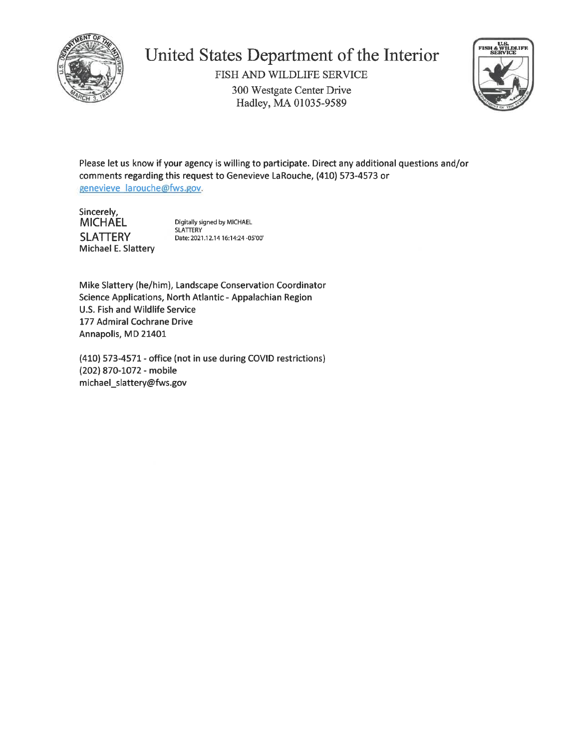# United States Department of the Interior

FISH AND WILDLIFE SERVICE
300 Westgate Center Drive
Hadley, MA 01035-9589

Please let us know if your agency is willing to participate. Direct any additional questions and/or comments regarding this request to Genevieve LaRouche, (410) 573-4573 or genevieve_larouche@fws.gov.

Sincerely,

MICHAEL SLATTERY

Digitally signed by MICHAEL SLATTERY
Date: 2021.12.14 16:14:24 -05'00'

Michael E. Slattery

Mike Slattery (he/him), Landscape Conservation Coordinator
Science Applications, North Atlantic - Appalachian Region
U.S. Fish and Wildlife Service
177 Admiral Cochrane Drive
Annapolis, MD 21401

(410) 573-4571 - office (not in use during COVID restrictions)
(202) 870-1072 - mobile
michael_slattery@fws.gov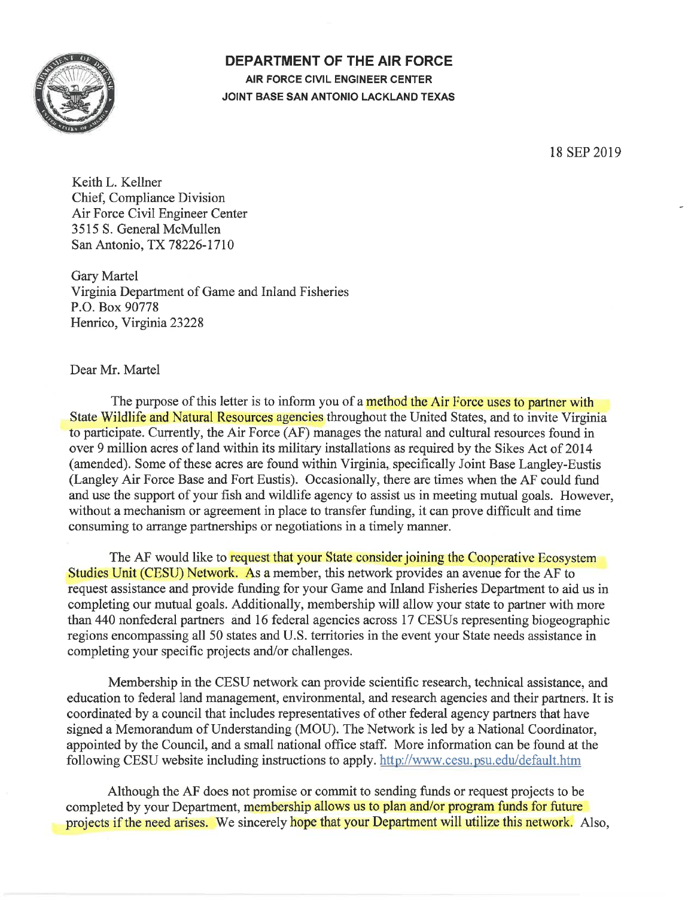# DEPARTMENT OF THE AIR FORCE

**AIR FORCE CIVIL ENGINEER CENTER**
**JOINT BASE SAN ANTONIO LACKLAND TEXAS**

18 SEP 2019

Keith L. Kellner
Chief, Compliance Division
Air Force Civil Engineer Center
3515 S. General McMullen
San Antonio, TX 78226-1710

Gary Martel
Virginia Department of Game and Inland Fisheries
P.O. Box 90778
Henrico, Virginia 23228

Dear Mr. Martel

The purpose of this letter is to inform you of a method the Air Force uses to partner with State Wildlife and Natural Resources agencies throughout the United States, and to invite Virginia to participate. Currently, the Air Force (AF) manages the natural and cultural resources found in over 9 million acres of land within its military installations as required by the Sikes Act of 2014 (amended). Some of these acres are found within Virginia, specifically Joint Base Langley-Eustis (Langley Air Force Base and Fort Eustis). Occasionally, there are times when the AF could fund and use the support of your fish and wildlife agency to assist us in meeting mutual goals. However, without a mechanism or agreement in place to transfer funding, it can prove difficult and time consuming to arrange partnerships or negotiations in a timely manner.

The AF would like to request that your State consider joining the Cooperative Ecosystem Studies Unit (CESU) Network. As a member, this network provides an avenue for the AF to request assistance and provide funding for your Game and Inland Fisheries Department to aid us in completing our mutual goals. Additionally, membership will allow your state to partner with more than 440 nonfederal partners and 16 federal agencies across 17 CESUs representing biogeographic regions encompassing all 50 states and U.S. territories in the event your State needs assistance in completing your specific projects and/or challenges.

Membership in the CESU network can provide scientific research, technical assistance, and education to federal land management, environmental, and research agencies and their partners. It is coordinated by a council that includes representatives of other federal agency partners that have signed a Memorandum of Understanding (MOU). The Network is led by a National Coordinator, appointed by the Council, and a small national office staff. More information can be found at the following CESU website including instructions to apply. http://www.cesu.psu.edu/default.htm

Although the AF does not promise or commit to sending funds or request projects to be completed by your Department, membership allows us to plan and/or program funds for future projects if the need arises. We sincerely hope that your Department will utilize this network. Also,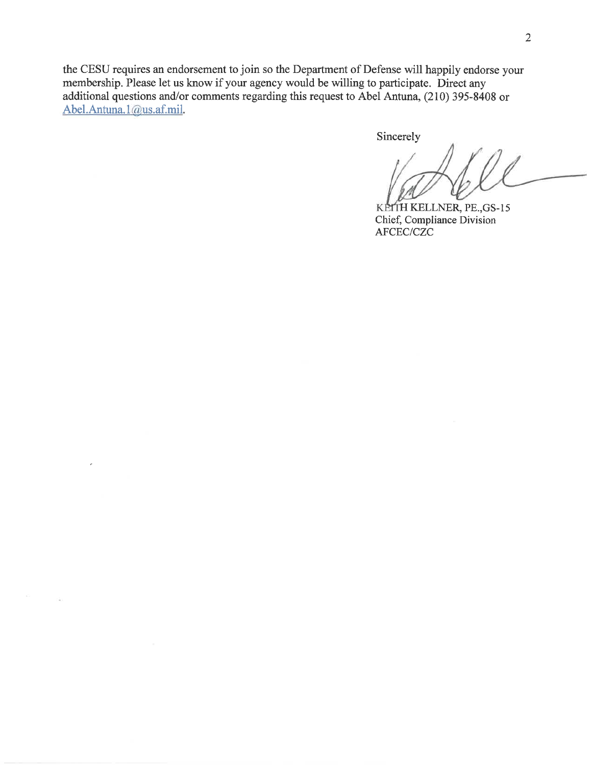the CESU requires an endorsement to join so the Department of Defense will happily endorse your membership. Please let us know if your agency would be willing to participate. Direct any additional questions and/or comments regarding this request to Abel Antuna, (210) 395-8408 or Abel.Antuna.1@us.af.mil.

Sincerely

KEITH KELLNER, PE.,GS-15
Chief, Compliance Division
AFCEC/CZC